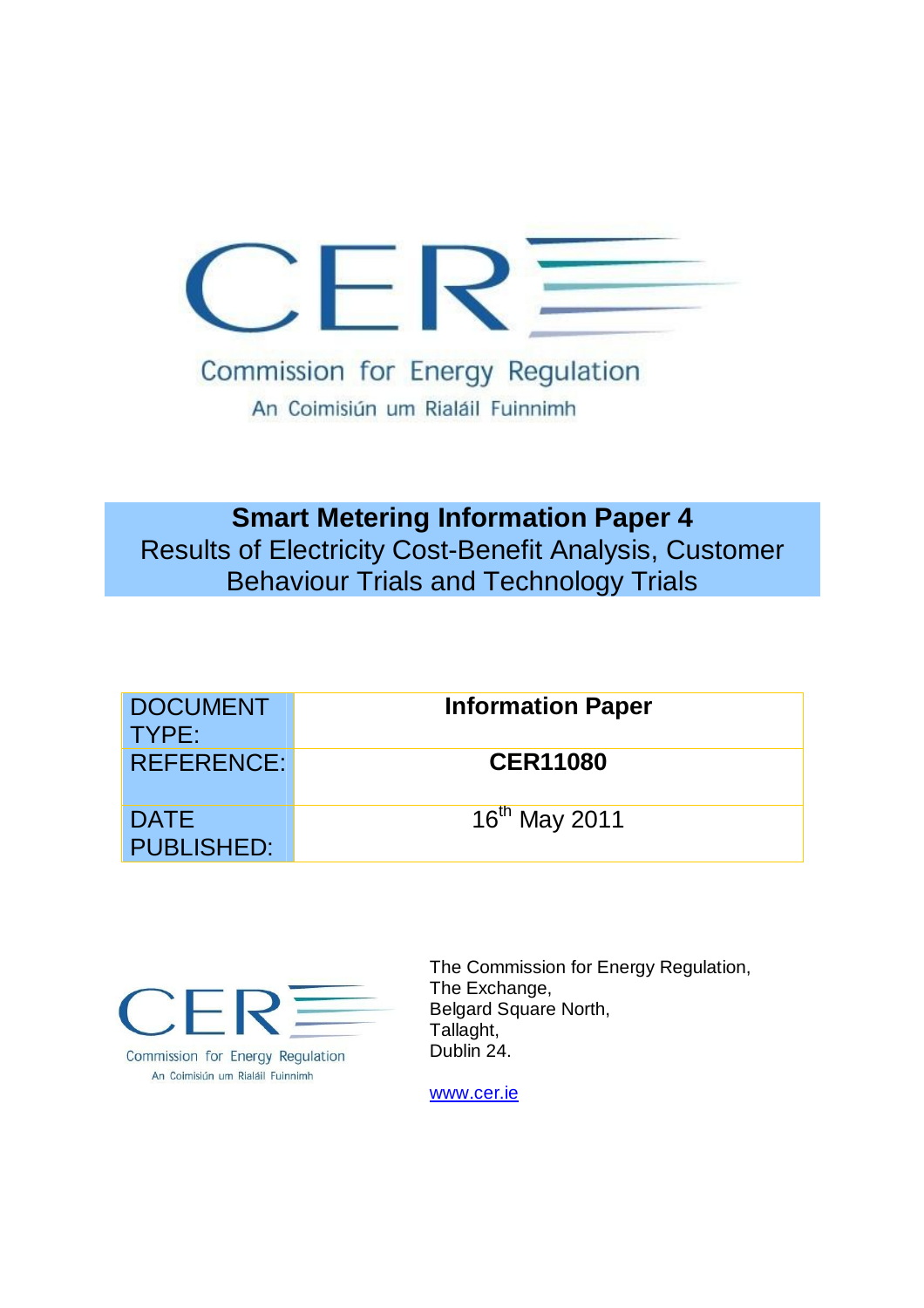CER

Commission for Energy Regulation

An Coimisiún um Rialáil Fuinnimh

# Smart Metering Information Paper 4

## Results of Electricity Cost-Benefit Analysis, Customer Behaviour Trials and Technology Trials

| DOCUMENT TYPE: | **Information Paper** |
|---|---|
| REFERENCE: | **CER11080** |
| DATE PUBLISHED: | 16th May 2011 |

CER

Commission for Energy Regulation

An Coimisiún um Rialáil Fuinnimh

The Commission for Energy Regulation,
The Exchange,
Belgard Square North,
Tallaght,
Dublin 24.

www.cer.ie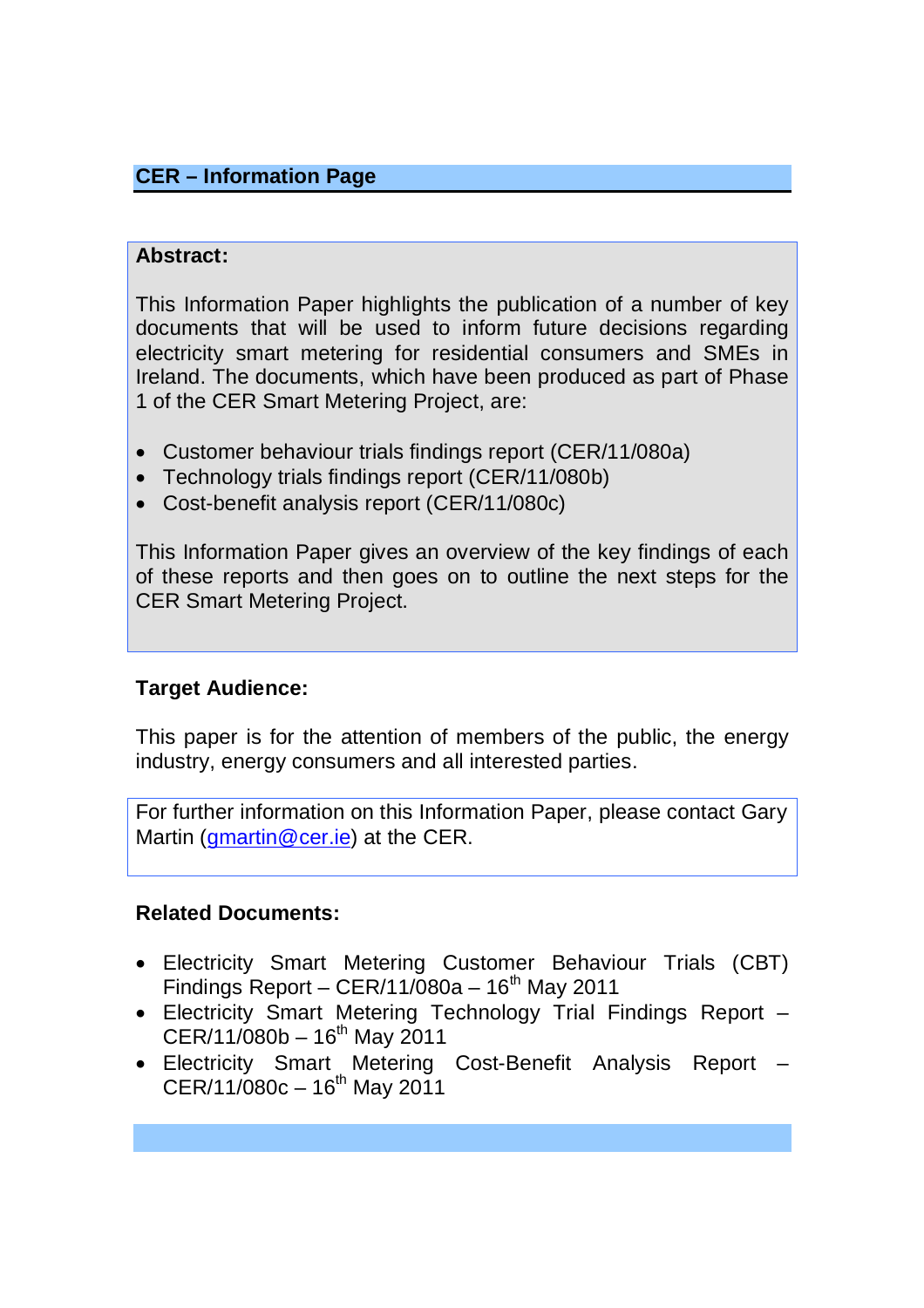## CER – Information Page

**Abstract:**

This Information Paper highlights the publication of a number of key documents that will be used to inform future decisions regarding electricity smart metering for residential consumers and SMEs in Ireland. The documents, which have been produced as part of Phase 1 of the CER Smart Metering Project, are:

- Customer behaviour trials findings report (CER/11/080a)
- Technology trials findings report (CER/11/080b)
- Cost-benefit analysis report (CER/11/080c)

This Information Paper gives an overview of the key findings of each of these reports and then goes on to outline the next steps for the CER Smart Metering Project.

**Target Audience:**

This paper is for the attention of members of the public, the energy industry, energy consumers and all interested parties.

For further information on this Information Paper, please contact Gary Martin (gmartin@cer.ie) at the CER.

**Related Documents:**

- Electricity Smart Metering Customer Behaviour Trials (CBT) Findings Report – CER/11/080a – 16th May 2011
- Electricity Smart Metering Technology Trial Findings Report – CER/11/080b – 16th May 2011
- Electricity Smart Metering Cost-Benefit Analysis Report – CER/11/080c – 16th May 2011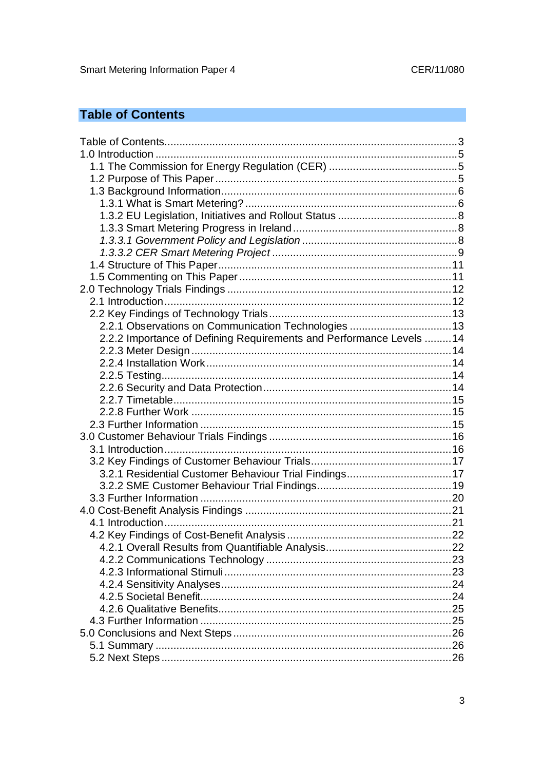## Table of Contents

Table of Contents ........................................................................................ 3
1.0 Introduction ............................................................................................ 5
 1.1 The Commission for Energy Regulation (CER) ........................................... 5
 1.2 Purpose of This Paper ................................................................................ 5
 1.3 Background Information .............................................................................. 6
  1.3.1 What is Smart Metering? ....................................................................... 6
  1.3.2 EU Legislation, Initiatives and Rollout Status ........................................ 8
  1.3.3 Smart Metering Progress in Ireland ...................................................... 8
  *1.3.3.1 Government Policy and Legislation* .................................................... 8
  *1.3.3.2 CER Smart Metering Project* ............................................................. 9
 1.4 Structure of This Paper .............................................................................. 11
 1.5 Commenting on This Paper ....................................................................... 11
2.0 Technology Trials Findings ........................................................................ 12
 2.1 Introduction ................................................................................................ 12
 2.2 Key Findings of Technology Trials ............................................................. 13
  2.2.1 Observations on Communication Technologies .................................. 13
  2.2.2 Importance of Defining Requirements and Performance Levels ......... 14
  2.2.3 Meter Design ...................................................................................... 14
  2.2.4 Installation Work ................................................................................. 14
  2.2.5 Testing ................................................................................................ 14
  2.2.6 Security and Data Protection ............................................................... 14
  2.2.7 Timetable ............................................................................................ 15
  2.2.8 Further Work ....................................................................................... 15
 2.3 Further Information .................................................................................... 15
3.0 Customer Behaviour Trials Findings ......................................................... 16
 3.1 Introduction ................................................................................................ 16
 3.2 Key Findings of Customer Behaviour Trials ............................................... 17
  3.2.1 Residential Customer Behaviour Trial Findings .................................. 17
  3.2.2 SME Customer Behaviour Trial Findings ............................................. 19
 3.3 Further Information .................................................................................... 20
4.0 Cost-Benefit Analysis Findings .................................................................. 21
 4.1 Introduction ................................................................................................ 21
 4.2 Key Findings of Cost-Benefit Analysis ....................................................... 22
  4.2.1 Overall Results from Quantifiable Analysis .......................................... 22
  4.2.2 Communications Technology .............................................................. 23
  4.2.3 Informational Stimuli ............................................................................ 23
  4.2.4 Sensitivity Analyses ............................................................................. 24
  4.2.5 Societal Benefit .................................................................................... 24
  4.2.6 Qualitative Benefits .............................................................................. 25
 4.3 Further Information .................................................................................... 25
5.0 Conclusions and Next Steps ...................................................................... 26
 5.1 Summary ................................................................................................... 26
 5.2 Next Steps ................................................................................................. 26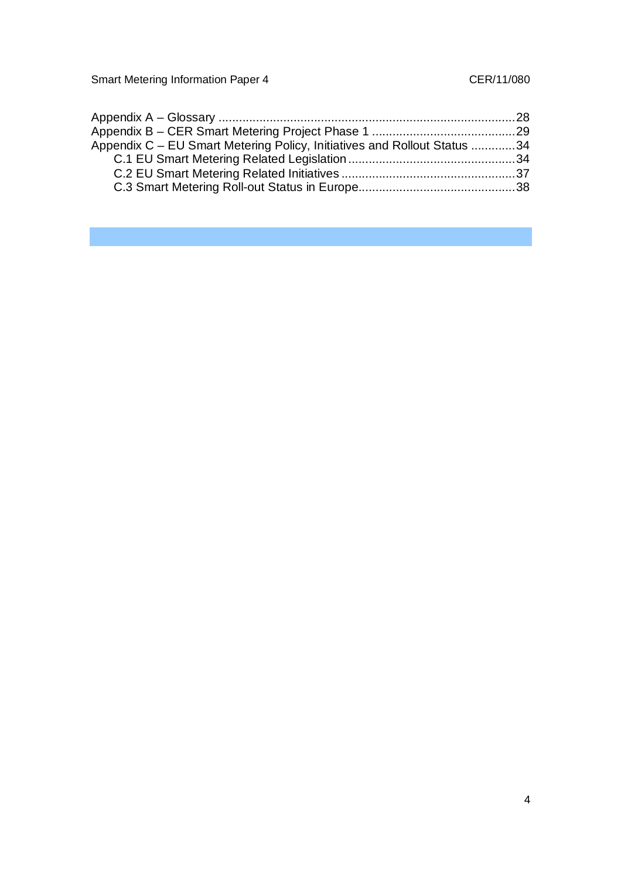Appendix A – Glossary ........................................................................................ 28
Appendix B – CER Smart Metering Project Phase 1 .......................................... 29
Appendix C – EU Smart Metering Policy, Initiatives and Rollout Status ............. 34
    C.1 EU Smart Metering Related Legislation ................................................. 34
    C.2 EU Smart Metering Related Initiatives ................................................... 37
    C.3 Smart Metering Roll-out Status in Europe.............................................. 38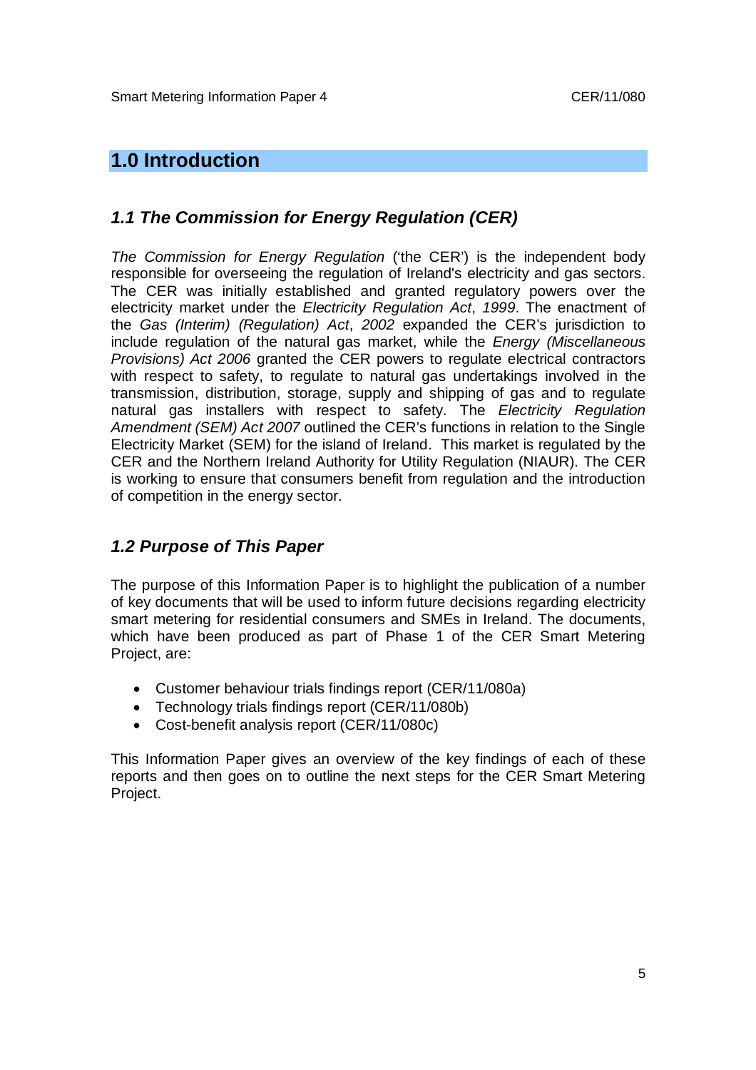# 1.0 Introduction

## *1.1 The Commission for Energy Regulation (CER)*

*The Commission for Energy Regulation* ('the CER') is the independent body responsible for overseeing the regulation of Ireland's electricity and gas sectors. The CER was initially established and granted regulatory powers over the electricity market under the *Electricity Regulation Act*, *1999*. The enactment of the *Gas (Interim) (Regulation) Act*, *2002* expanded the CER's jurisdiction to include regulation of the natural gas market, while the *Energy (Miscellaneous Provisions) Act 2006* granted the CER powers to regulate electrical contractors with respect to safety, to regulate to natural gas undertakings involved in the transmission, distribution, storage, supply and shipping of gas and to regulate natural gas installers with respect to safety. The *Electricity Regulation Amendment (SEM) Act 2007* outlined the CER's functions in relation to the Single Electricity Market (SEM) for the island of Ireland. This market is regulated by the CER and the Northern Ireland Authority for Utility Regulation (NIAUR). The CER is working to ensure that consumers benefit from regulation and the introduction of competition in the energy sector.

## *1.2 Purpose of This Paper*

The purpose of this Information Paper is to highlight the publication of a number of key documents that will be used to inform future decisions regarding electricity smart metering for residential consumers and SMEs in Ireland. The documents, which have been produced as part of Phase 1 of the CER Smart Metering Project, are:

- Customer behaviour trials findings report (CER/11/080a)
- Technology trials findings report (CER/11/080b)
- Cost-benefit analysis report (CER/11/080c)

This Information Paper gives an overview of the key findings of each of these reports and then goes on to outline the next steps for the CER Smart Metering Project.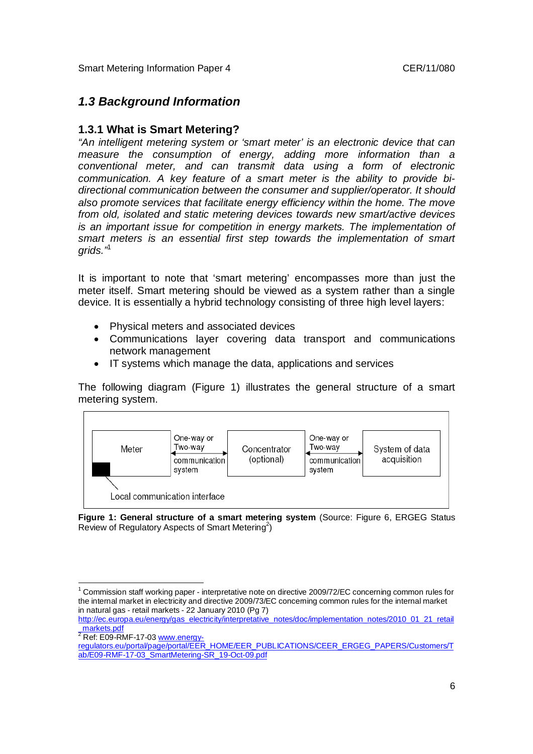## 1.3 Background Information

### 1.3.1 What is Smart Metering?

*"An intelligent metering system or 'smart meter' is an electronic device that can measure the consumption of energy, adding more information than a conventional meter, and can transmit data using a form of electronic communication. A key feature of a smart meter is the ability to provide bi-directional communication between the consumer and supplier/operator. It should also promote services that facilitate energy efficiency within the home. The move from old, isolated and static metering devices towards new smart/active devices is an important issue for competition in energy markets. The implementation of smart meters is an essential first step towards the implementation of smart grids."*[1]

It is important to note that 'smart metering' encompasses more than just the meter itself. Smart metering should be viewed as a system rather than a single device. It is essentially a hybrid technology consisting of three high level layers:

- Physical meters and associated devices
- Communications layer covering data transport and communications network management
- IT systems which manage the data, applications and services

The following diagram (Figure 1) illustrates the general structure of a smart metering system.

Meter → One-way or Two-way communication system → Concentrator (optional) → One-way or Two-way communication system → System of data acquisition

Local communication interface

**Figure 1: General structure of a smart metering system** (Source: Figure 6, ERGEG Status Review of Regulatory Aspects of Smart Metering[2])

---

[1] Commission staff working paper - interpretative note on directive 2009/72/EC concerning common rules for the internal market in electricity and directive 2009/73/EC concerning common rules for the internal market in natural gas - retail markets - 22 January 2010 (Pg 7) http://ec.europa.eu/energy/gas_electricity/interpretative_notes/doc/implementation_notes/2010_01_21_retail_markets.pdf

[2] Ref: E09-RMF-17-03 www.energy-regulators.eu/portal/page/portal/EER_HOME/EER_PUBLICATIONS/CEER_ERGEG_PAPERS/Customers/Tab/E09-RMF-17-03_SmartMetering-SR_19-Oct-09.pdf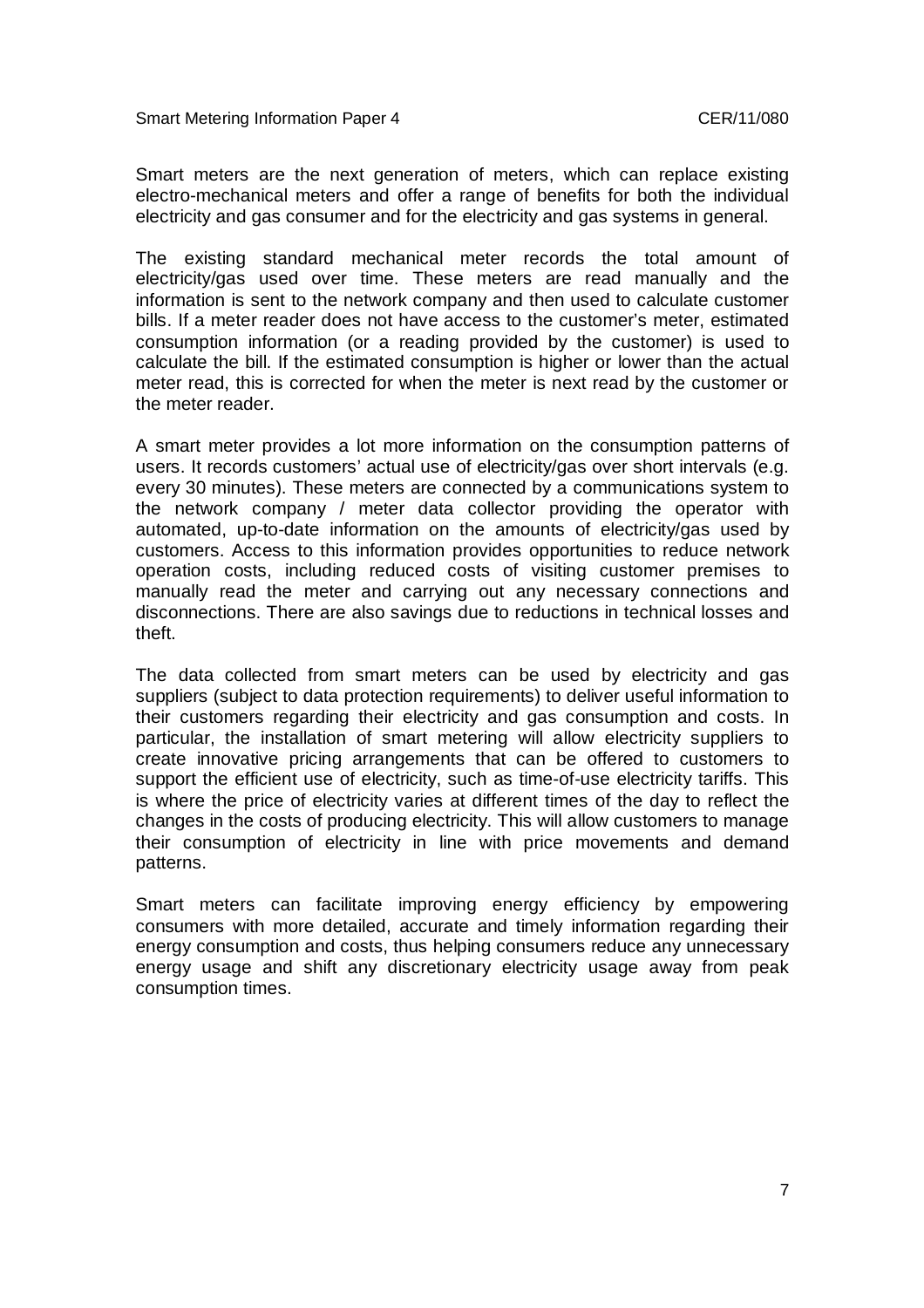Smart meters are the next generation of meters, which can replace existing electro-mechanical meters and offer a range of benefits for both the individual electricity and gas consumer and for the electricity and gas systems in general.

The existing standard mechanical meter records the total amount of electricity/gas used over time. These meters are read manually and the information is sent to the network company and then used to calculate customer bills. If a meter reader does not have access to the customer's meter, estimated consumption information (or a reading provided by the customer) is used to calculate the bill. If the estimated consumption is higher or lower than the actual meter read, this is corrected for when the meter is next read by the customer or the meter reader.

A smart meter provides a lot more information on the consumption patterns of users. It records customers' actual use of electricity/gas over short intervals (e.g. every 30 minutes). These meters are connected by a communications system to the network company / meter data collector providing the operator with automated, up-to-date information on the amounts of electricity/gas used by customers. Access to this information provides opportunities to reduce network operation costs, including reduced costs of visiting customer premises to manually read the meter and carrying out any necessary connections and disconnections. There are also savings due to reductions in technical losses and theft.

The data collected from smart meters can be used by electricity and gas suppliers (subject to data protection requirements) to deliver useful information to their customers regarding their electricity and gas consumption and costs. In particular, the installation of smart metering will allow electricity suppliers to create innovative pricing arrangements that can be offered to customers to support the efficient use of electricity, such as time-of-use electricity tariffs. This is where the price of electricity varies at different times of the day to reflect the changes in the costs of producing electricity. This will allow customers to manage their consumption of electricity in line with price movements and demand patterns.

Smart meters can facilitate improving energy efficiency by empowering consumers with more detailed, accurate and timely information regarding their energy consumption and costs, thus helping consumers reduce any unnecessary energy usage and shift any discretionary electricity usage away from peak consumption times.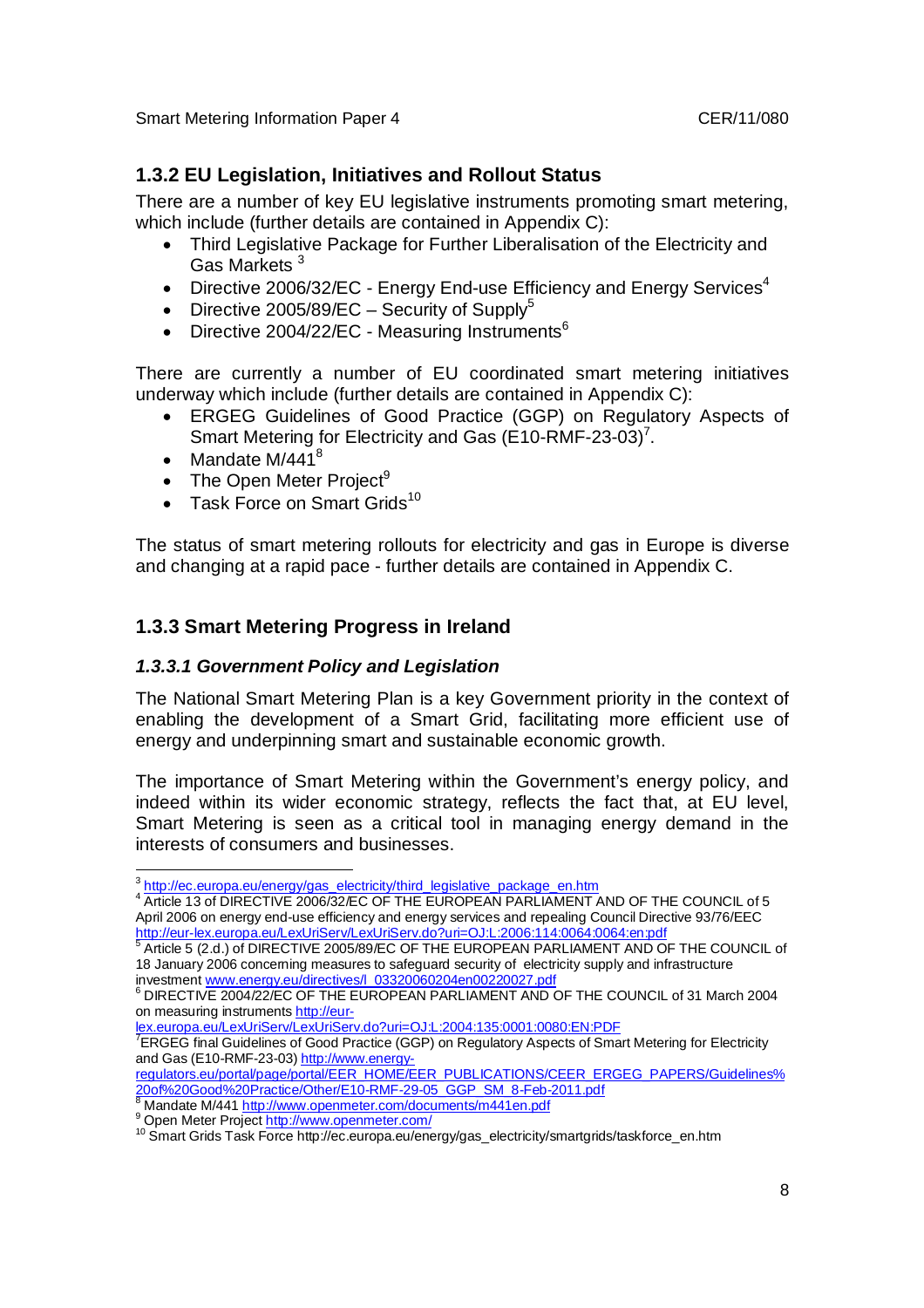### 1.3.2 EU Legislation, Initiatives and Rollout Status

There are a number of key EU legislative instruments promoting smart metering, which include (further details are contained in Appendix C):

- Third Legislative Package for Further Liberalisation of the Electricity and Gas Markets [3]
- Directive 2006/32/EC - Energy End-use Efficiency and Energy Services[4]
- Directive 2005/89/EC – Security of Supply[5]
- Directive 2004/22/EC - Measuring Instruments[6]

There are currently a number of EU coordinated smart metering initiatives underway which include (further details are contained in Appendix C):

- ERGEG Guidelines of Good Practice (GGP) on Regulatory Aspects of Smart Metering for Electricity and Gas (E10-RMF-23-03)[7].
- Mandate M/441[8]
- The Open Meter Project[9]
- Task Force on Smart Grids[10]

The status of smart metering rollouts for electricity and gas in Europe is diverse and changing at a rapid pace - further details are contained in Appendix C.

### 1.3.3 Smart Metering Progress in Ireland

#### *1.3.3.1 Government Policy and Legislation*

The National Smart Metering Plan is a key Government priority in the context of enabling the development of a Smart Grid, facilitating more efficient use of energy and underpinning smart and sustainable economic growth.

The importance of Smart Metering within the Government's energy policy, and indeed within its wider economic strategy, reflects the fact that, at EU level, Smart Metering is seen as a critical tool in managing energy demand in the interests of consumers and businesses.

---

[3] http://ec.europa.eu/energy/gas_electricity/third_legislative_package_en.htm

[4] Article 13 of DIRECTIVE 2006/32/EC OF THE EUROPEAN PARLIAMENT AND OF THE COUNCIL of 5 April 2006 on energy end-use efficiency and energy services and repealing Council Directive 93/76/EEC http://eur-lex.europa.eu/LexUriServ/LexUriServ.do?uri=OJ:L:2006:114:0064:0064:en:pdf

[5] Article 5 (2.d.) of DIRECTIVE 2005/89/EC OF THE EUROPEAN PARLIAMENT AND OF THE COUNCIL of 18 January 2006 concerning measures to safeguard security of electricity supply and infrastructure investment www.energy.eu/directives/l_03320060204en00220027.pdf

[6] DIRECTIVE 2004/22/EC OF THE EUROPEAN PARLIAMENT AND OF THE COUNCIL of 31 March 2004 on measuring instruments http://eur-lex.europa.eu/LexUriServ/LexUriServ.do?uri=OJ:L:2004:135:0001:0080:EN:PDF

[7] ERGEG final Guidelines of Good Practice (GGP) on Regulatory Aspects of Smart Metering for Electricity and Gas (E10-RMF-23-03) http://www.energy-regulators.eu/portal/page/portal/EER_HOME/EER_PUBLICATIONS/CEER_ERGEG_PAPERS/Guidelines%20of%20Good%20Practice/Other/E10-RMF-29-05_GGP_SM_8-Feb-2011.pdf

[8] Mandate M/441 http://www.openmeter.com/documents/m441en.pdf

[9] Open Meter Project http://www.openmeter.com/

[10] Smart Grids Task Force http://ec.europa.eu/energy/gas_electricity/smartgrids/taskforce_en.htm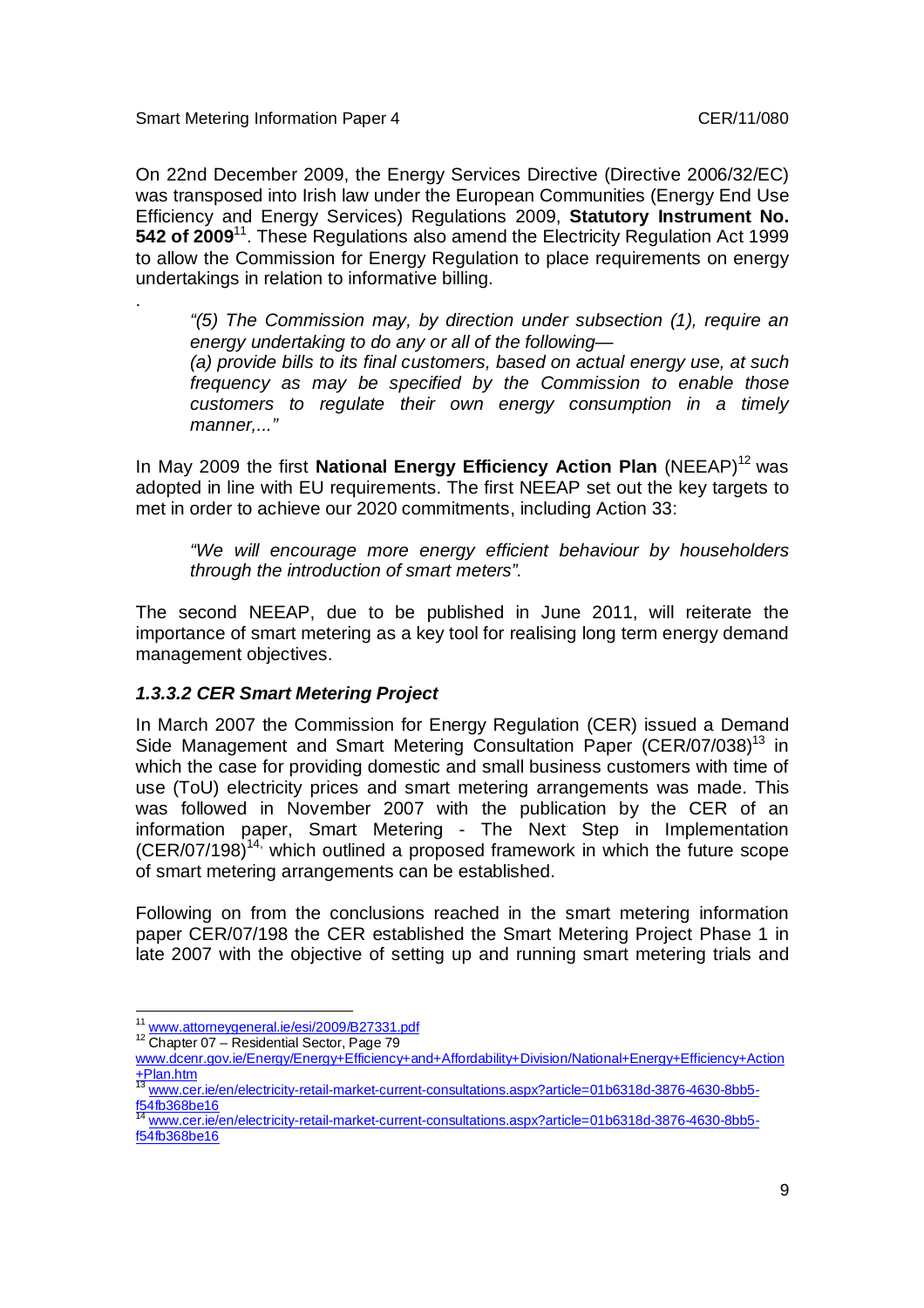On 22nd December 2009, the Energy Services Directive (Directive 2006/32/EC) was transposed into Irish law under the European Communities (Energy End Use Efficiency and Energy Services) Regulations 2009, **Statutory Instrument No. 542 of 2009**[11]. These Regulations also amend the Electricity Regulation Act 1999 to allow the Commission for Energy Regulation to place requirements on energy undertakings in relation to informative billing.

.

> *"(5) The Commission may, by direction under subsection (1), require an energy undertaking to do any or all of the following—*
> *(a) provide bills to its final customers, based on actual energy use, at such frequency as may be specified by the Commission to enable those customers to regulate their own energy consumption in a timely manner,..."*

In May 2009 the first **National Energy Efficiency Action Plan** (NEEAP)[12] was adopted in line with EU requirements. The first NEEAP set out the key targets to met in order to achieve our 2020 commitments, including Action 33:

> *"We will encourage more energy efficient behaviour by householders through the introduction of smart meters".*

The second NEEAP, due to be published in June 2011, will reiterate the importance of smart metering as a key tool for realising long term energy demand management objectives.

#### *1.3.3.2 CER Smart Metering Project*

In March 2007 the Commission for Energy Regulation (CER) issued a Demand Side Management and Smart Metering Consultation Paper (CER/07/038)[13] in which the case for providing domestic and small business customers with time of use (ToU) electricity prices and smart metering arrangements was made. This was followed in November 2007 with the publication by the CER of an information paper, Smart Metering - The Next Step in Implementation (CER/07/198)[14,] which outlined a proposed framework in which the future scope of smart metering arrangements can be established.

Following on from the conclusions reached in the smart metering information paper CER/07/198 the CER established the Smart Metering Project Phase 1 in late 2007 with the objective of setting up and running smart metering trials and

---

[11] www.attorneygeneral.ie/esi/2009/B27331.pdf

[12] Chapter 07 – Residential Sector, Page 79 www.dcenr.gov.ie/Energy/Energy+Efficiency+and+Affordability+Division/National+Energy+Efficiency+Action+Plan.htm

[13] www.cer.ie/en/electricity-retail-market-current-consultations.aspx?article=01b6318d-3876-4630-8bb5-f54fb368be16

[14] www.cer.ie/en/electricity-retail-market-current-consultations.aspx?article=01b6318d-3876-4630-8bb5-f54fb368be16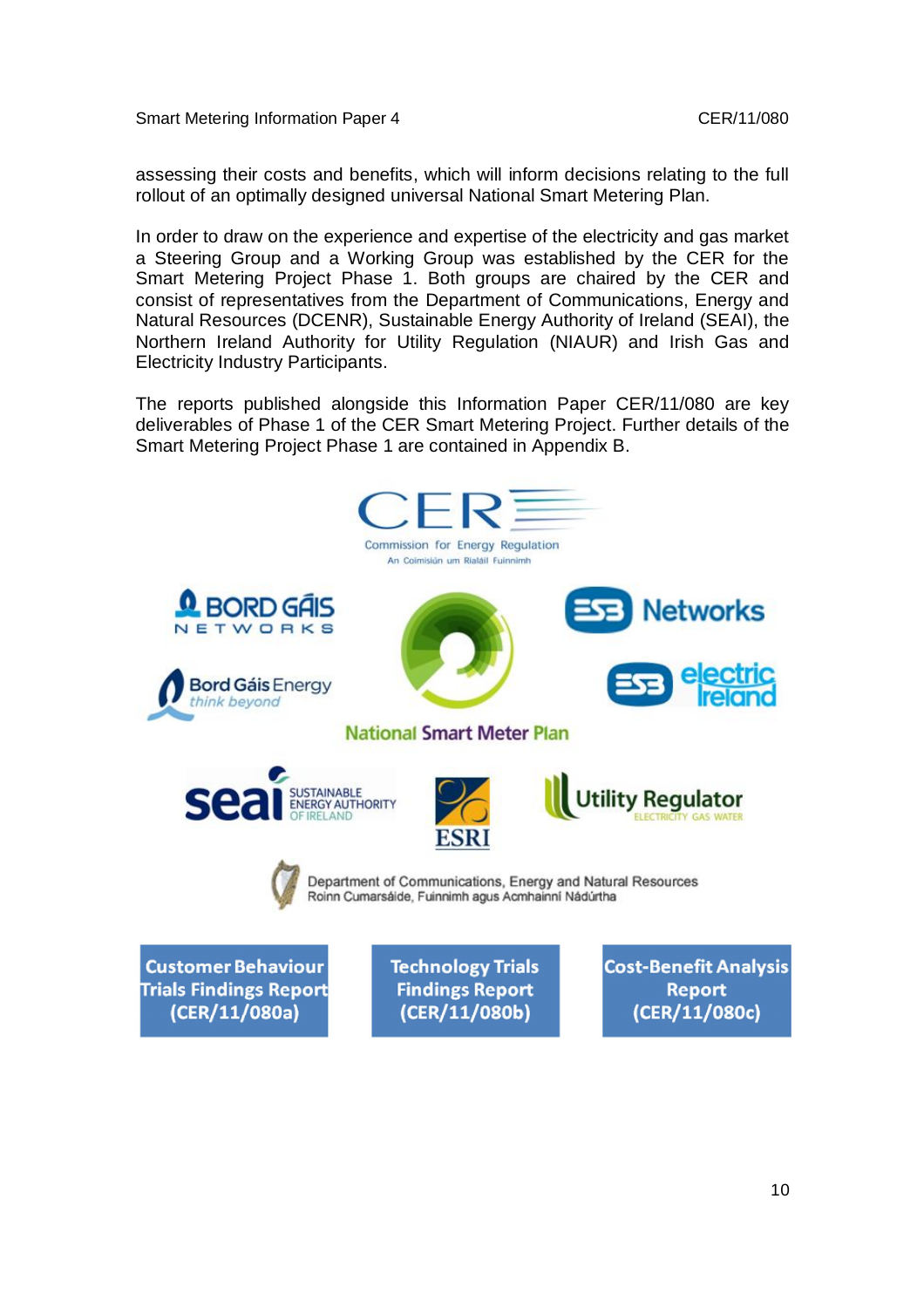assessing their costs and benefits, which will inform decisions relating to the full rollout of an optimally designed universal National Smart Metering Plan.

In order to draw on the experience and expertise of the electricity and gas market a Steering Group and a Working Group was established by the CER for the Smart Metering Project Phase 1. Both groups are chaired by the CER and consist of representatives from the Department of Communications, Energy and Natural Resources (DCENR), Sustainable Energy Authority of Ireland (SEAI), the Northern Ireland Authority for Utility Regulation (NIAUR) and Irish Gas and Electricity Industry Participants.

The reports published alongside this Information Paper CER/11/080 are key deliverables of Phase 1 of the CER Smart Metering Project. Further details of the Smart Metering Project Phase 1 are contained in Appendix B.

CER
Commission for Energy Regulation
An Coimisiún um Rialáil Fuinnimh

BORD GÁIS NETWORKS

Bord Gáis Energy think beyond

ESB Networks

ESB electric Ireland

National Smart Meter Plan

seai SUSTAINABLE ENERGY AUTHORITY OF IRELAND

ESRI

Utility Regulator ELECTRICITY GAS WATER

Department of Communications, Energy and Natural Resources
Roinn Cumarsáide, Fuinnimh agus Acmhainní Nádúrtha

**Customer Behaviour Trials Findings Report (CER/11/080a)**

**Technology Trials Findings Report (CER/11/080b)**

**Cost-Benefit Analysis Report (CER/11/080c)**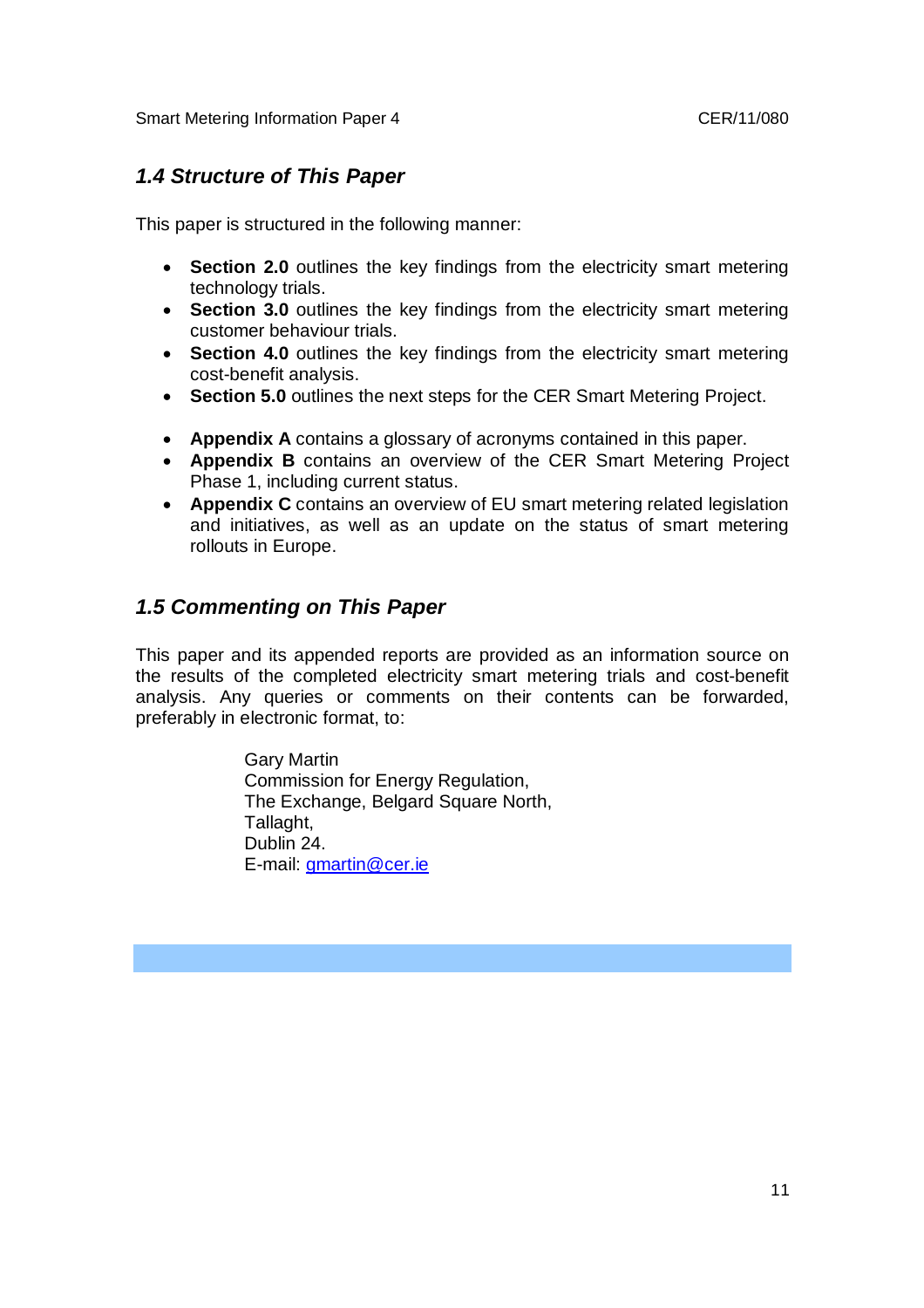### *1.4 Structure of This Paper*

This paper is structured in the following manner:

- **Section 2.0** outlines the key findings from the electricity smart metering technology trials.
- **Section 3.0** outlines the key findings from the electricity smart metering customer behaviour trials.
- **Section 4.0** outlines the key findings from the electricity smart metering cost-benefit analysis.
- **Section 5.0** outlines the next steps for the CER Smart Metering Project.

- **Appendix A** contains a glossary of acronyms contained in this paper.
- **Appendix B** contains an overview of the CER Smart Metering Project Phase 1, including current status.
- **Appendix C** contains an overview of EU smart metering related legislation and initiatives, as well as an update on the status of smart metering rollouts in Europe.

### *1.5 Commenting on This Paper*

This paper and its appended reports are provided as an information source on the results of the completed electricity smart metering trials and cost-benefit analysis. Any queries or comments on their contents can be forwarded, preferably in electronic format, to:

Gary Martin
Commission for Energy Regulation,
The Exchange, Belgard Square North,
Tallaght,
Dublin 24.
E-mail: gmartin@cer.ie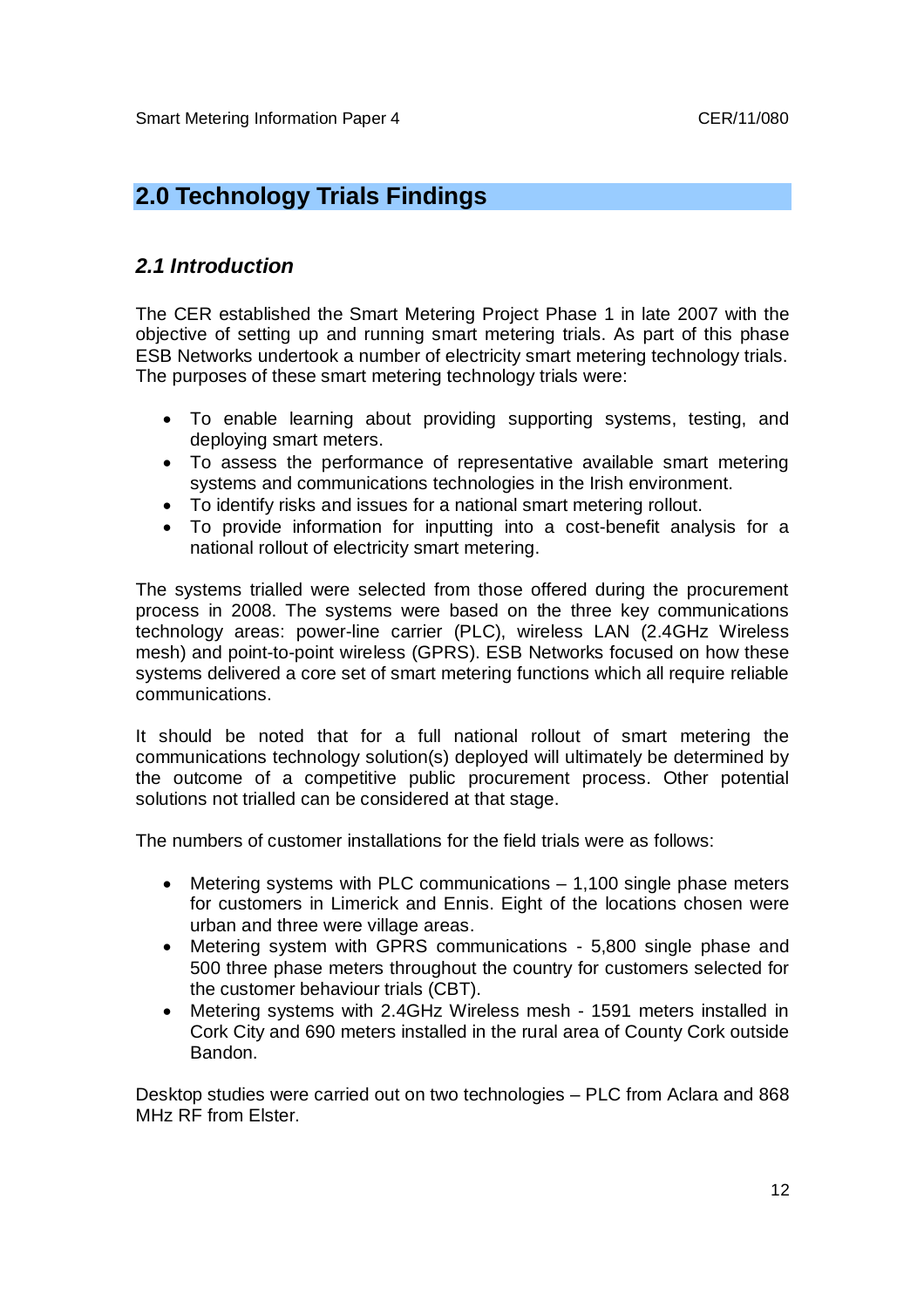## 2.0 Technology Trials Findings

### *2.1 Introduction*

The CER established the Smart Metering Project Phase 1 in late 2007 with the objective of setting up and running smart metering trials. As part of this phase ESB Networks undertook a number of electricity smart metering technology trials. The purposes of these smart metering technology trials were:

- To enable learning about providing supporting systems, testing, and deploying smart meters.
- To assess the performance of representative available smart metering systems and communications technologies in the Irish environment.
- To identify risks and issues for a national smart metering rollout.
- To provide information for inputting into a cost-benefit analysis for a national rollout of electricity smart metering.

The systems trialled were selected from those offered during the procurement process in 2008. The systems were based on the three key communications technology areas: power-line carrier (PLC), wireless LAN (2.4GHz Wireless mesh) and point-to-point wireless (GPRS). ESB Networks focused on how these systems delivered a core set of smart metering functions which all require reliable communications.

It should be noted that for a full national rollout of smart metering the communications technology solution(s) deployed will ultimately be determined by the outcome of a competitive public procurement process. Other potential solutions not trialled can be considered at that stage.

The numbers of customer installations for the field trials were as follows:

- Metering systems with PLC communications – 1,100 single phase meters for customers in Limerick and Ennis. Eight of the locations chosen were urban and three were village areas.
- Metering system with GPRS communications - 5,800 single phase and 500 three phase meters throughout the country for customers selected for the customer behaviour trials (CBT).
- Metering systems with 2.4GHz Wireless mesh - 1591 meters installed in Cork City and 690 meters installed in the rural area of County Cork outside Bandon.

Desktop studies were carried out on two technologies – PLC from Aclara and 868 MHz RF from Elster.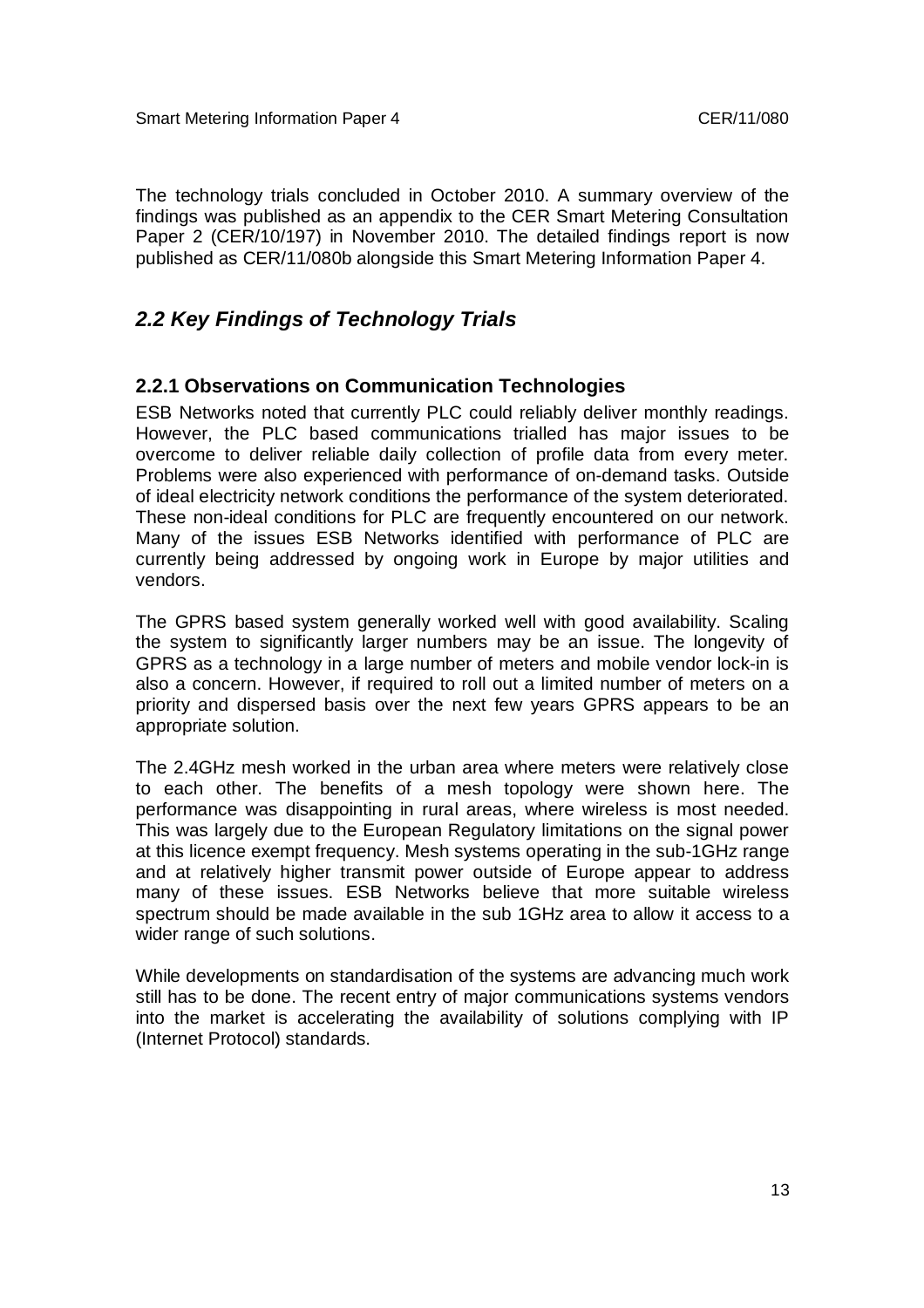The technology trials concluded in October 2010. A summary overview of the findings was published as an appendix to the CER Smart Metering Consultation Paper 2 (CER/10/197) in November 2010. The detailed findings report is now published as CER/11/080b alongside this Smart Metering Information Paper 4.

## *2.2 Key Findings of Technology Trials*

### 2.2.1 Observations on Communication Technologies

ESB Networks noted that currently PLC could reliably deliver monthly readings. However, the PLC based communications trialled has major issues to be overcome to deliver reliable daily collection of profile data from every meter. Problems were also experienced with performance of on-demand tasks. Outside of ideal electricity network conditions the performance of the system deteriorated. These non-ideal conditions for PLC are frequently encountered on our network. Many of the issues ESB Networks identified with performance of PLC are currently being addressed by ongoing work in Europe by major utilities and vendors.

The GPRS based system generally worked well with good availability. Scaling the system to significantly larger numbers may be an issue. The longevity of GPRS as a technology in a large number of meters and mobile vendor lock-in is also a concern. However, if required to roll out a limited number of meters on a priority and dispersed basis over the next few years GPRS appears to be an appropriate solution.

The 2.4GHz mesh worked in the urban area where meters were relatively close to each other. The benefits of a mesh topology were shown here. The performance was disappointing in rural areas, where wireless is most needed. This was largely due to the European Regulatory limitations on the signal power at this licence exempt frequency. Mesh systems operating in the sub-1GHz range and at relatively higher transmit power outside of Europe appear to address many of these issues. ESB Networks believe that more suitable wireless spectrum should be made available in the sub 1GHz area to allow it access to a wider range of such solutions.

While developments on standardisation of the systems are advancing much work still has to be done. The recent entry of major communications systems vendors into the market is accelerating the availability of solutions complying with IP (Internet Protocol) standards.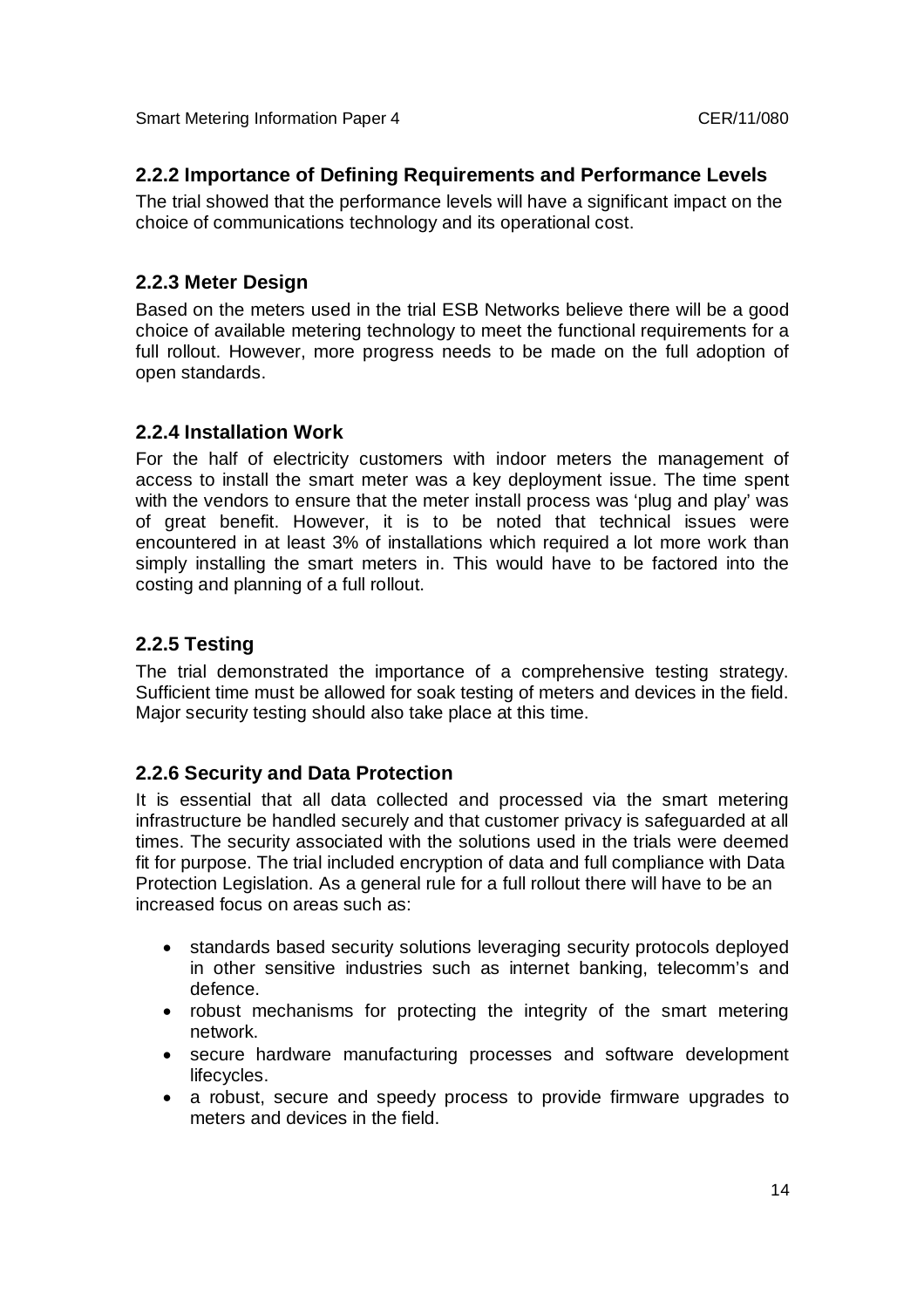### 2.2.2 Importance of Defining Requirements and Performance Levels

The trial showed that the performance levels will have a significant impact on the choice of communications technology and its operational cost.

### 2.2.3 Meter Design

Based on the meters used in the trial ESB Networks believe there will be a good choice of available metering technology to meet the functional requirements for a full rollout. However, more progress needs to be made on the full adoption of open standards.

### 2.2.4 Installation Work

For the half of electricity customers with indoor meters the management of access to install the smart meter was a key deployment issue. The time spent with the vendors to ensure that the meter install process was 'plug and play' was of great benefit. However, it is to be noted that technical issues were encountered in at least 3% of installations which required a lot more work than simply installing the smart meters in. This would have to be factored into the costing and planning of a full rollout.

### 2.2.5 Testing

The trial demonstrated the importance of a comprehensive testing strategy. Sufficient time must be allowed for soak testing of meters and devices in the field. Major security testing should also take place at this time.

### 2.2.6 Security and Data Protection

It is essential that all data collected and processed via the smart metering infrastructure be handled securely and that customer privacy is safeguarded at all times. The security associated with the solutions used in the trials were deemed fit for purpose. The trial included encryption of data and full compliance with Data Protection Legislation. As a general rule for a full rollout there will have to be an increased focus on areas such as:

- standards based security solutions leveraging security protocols deployed in other sensitive industries such as internet banking, telecomm's and defence.
- robust mechanisms for protecting the integrity of the smart metering network.
- secure hardware manufacturing processes and software development lifecycles.
- a robust, secure and speedy process to provide firmware upgrades to meters and devices in the field.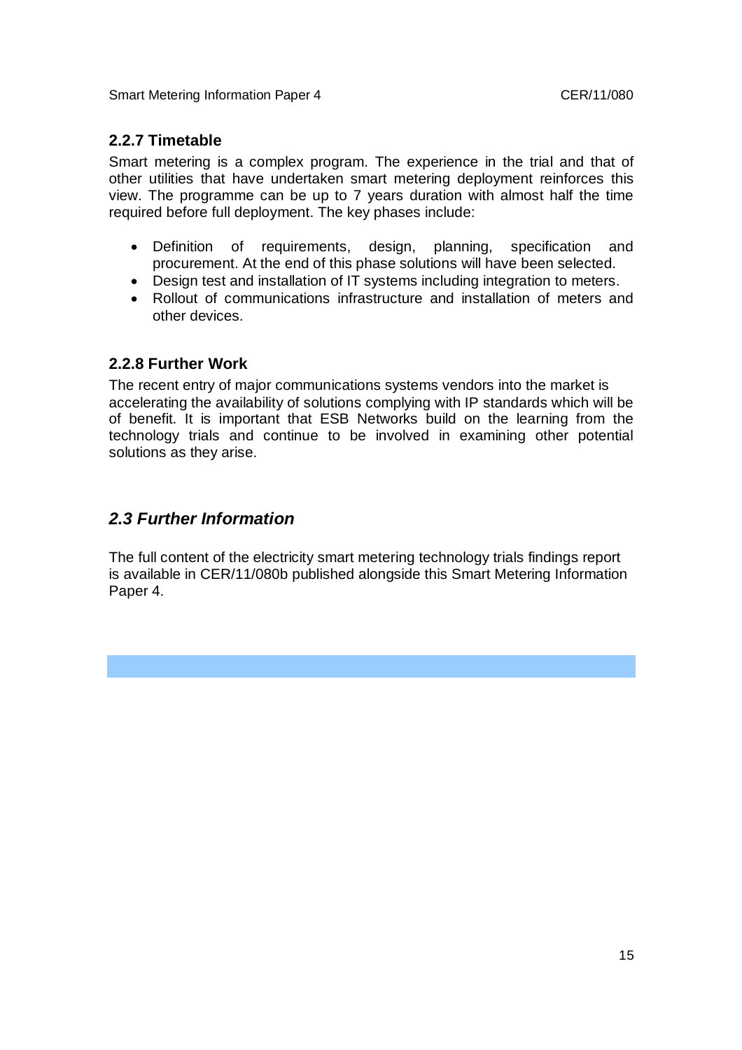### 2.2.7 Timetable

Smart metering is a complex program. The experience in the trial and that of other utilities that have undertaken smart metering deployment reinforces this view. The programme can be up to 7 years duration with almost half the time required before full deployment. The key phases include:

- Definition of requirements, design, planning, specification and procurement. At the end of this phase solutions will have been selected.
- Design test and installation of IT systems including integration to meters.
- Rollout of communications infrastructure and installation of meters and other devices.

### 2.2.8 Further Work

The recent entry of major communications systems vendors into the market is accelerating the availability of solutions complying with IP standards which will be of benefit. It is important that ESB Networks build on the learning from the technology trials and continue to be involved in examining other potential solutions as they arise.

## *2.3 Further Information*

The full content of the electricity smart metering technology trials findings report is available in CER/11/080b published alongside this Smart Metering Information Paper 4.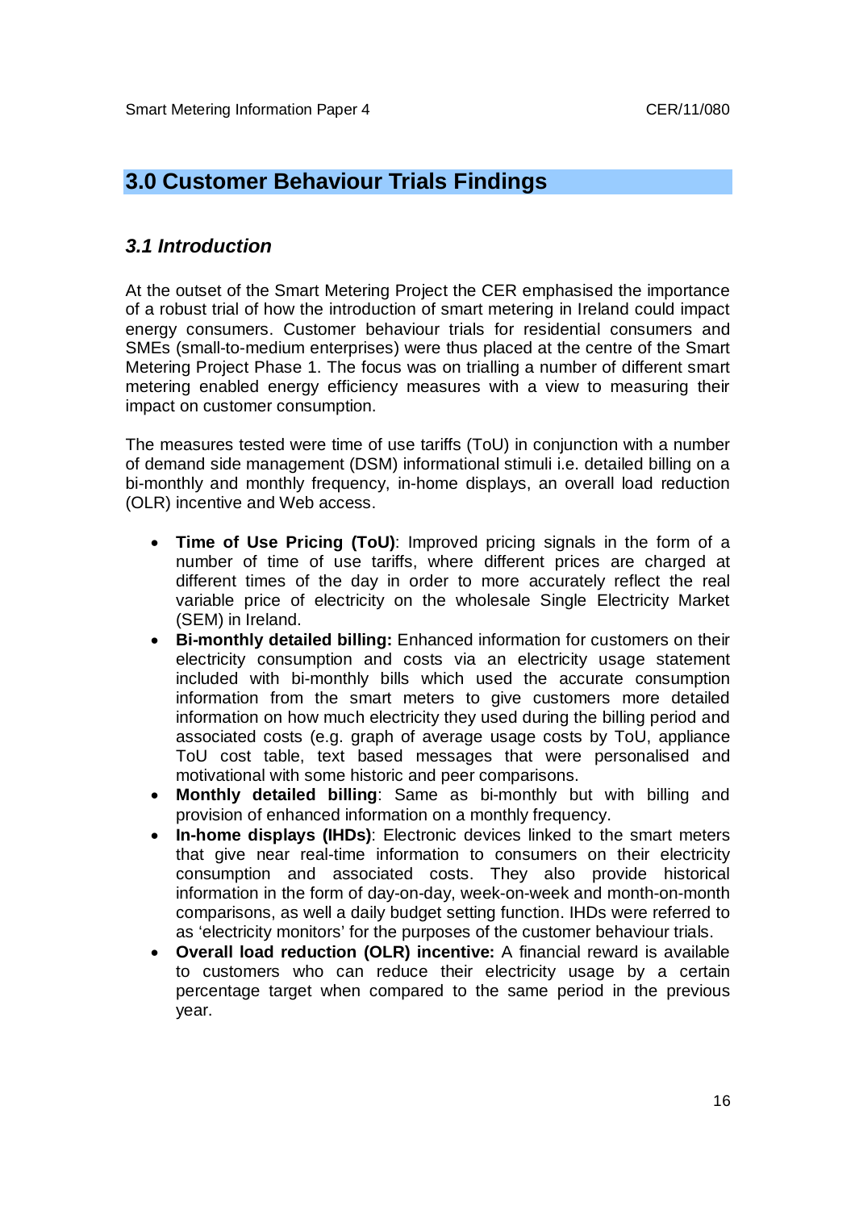# 3.0 Customer Behaviour Trials Findings

## *3.1 Introduction*

At the outset of the Smart Metering Project the CER emphasised the importance of a robust trial of how the introduction of smart metering in Ireland could impact energy consumers. Customer behaviour trials for residential consumers and SMEs (small-to-medium enterprises) were thus placed at the centre of the Smart Metering Project Phase 1. The focus was on trialling a number of different smart metering enabled energy efficiency measures with a view to measuring their impact on customer consumption.

The measures tested were time of use tariffs (ToU) in conjunction with a number of demand side management (DSM) informational stimuli i.e. detailed billing on a bi-monthly and monthly frequency, in-home displays, an overall load reduction (OLR) incentive and Web access.

- **Time of Use Pricing (ToU)**: Improved pricing signals in the form of a number of time of use tariffs, where different prices are charged at different times of the day in order to more accurately reflect the real variable price of electricity on the wholesale Single Electricity Market (SEM) in Ireland.
- **Bi-monthly detailed billing:** Enhanced information for customers on their electricity consumption and costs via an electricity usage statement included with bi-monthly bills which used the accurate consumption information from the smart meters to give customers more detailed information on how much electricity they used during the billing period and associated costs (e.g. graph of average usage costs by ToU, appliance ToU cost table, text based messages that were personalised and motivational with some historic and peer comparisons.
- **Monthly detailed billing**: Same as bi-monthly but with billing and provision of enhanced information on a monthly frequency.
- **In-home displays (IHDs)**: Electronic devices linked to the smart meters that give near real-time information to consumers on their electricity consumption and associated costs. They also provide historical information in the form of day-on-day, week-on-week and month-on-month comparisons, as well a daily budget setting function. IHDs were referred to as 'electricity monitors' for the purposes of the customer behaviour trials.
- **Overall load reduction (OLR) incentive:** A financial reward is available to customers who can reduce their electricity usage by a certain percentage target when compared to the same period in the previous year.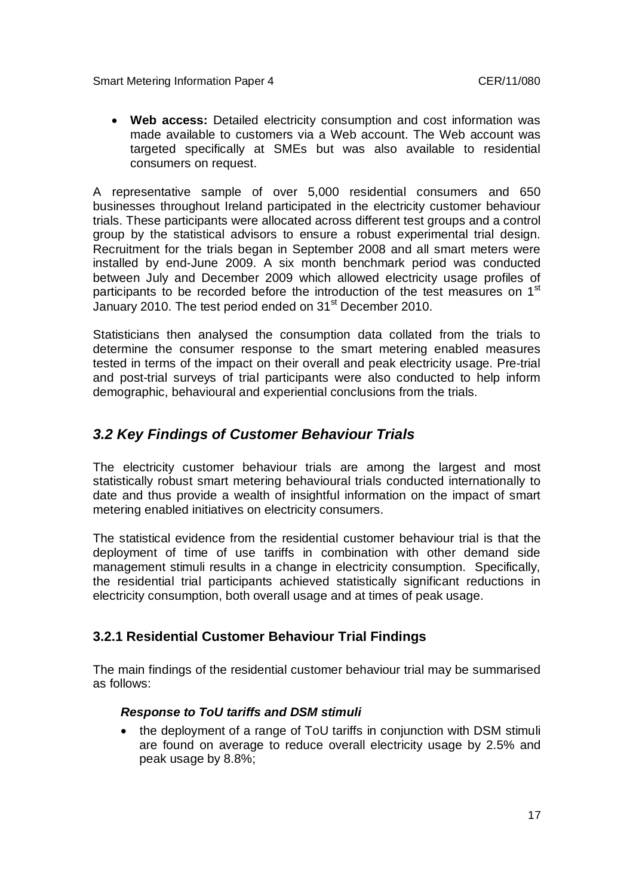- **Web access:** Detailed electricity consumption and cost information was made available to customers via a Web account. The Web account was targeted specifically at SMEs but was also available to residential consumers on request.

A representative sample of over 5,000 residential consumers and 650 businesses throughout Ireland participated in the electricity customer behaviour trials. These participants were allocated across different test groups and a control group by the statistical advisors to ensure a robust experimental trial design. Recruitment for the trials began in September 2008 and all smart meters were installed by end-June 2009. A six month benchmark period was conducted between July and December 2009 which allowed electricity usage profiles of participants to be recorded before the introduction of the test measures on 1st January 2010. The test period ended on 31st December 2010.

Statisticians then analysed the consumption data collated from the trials to determine the consumer response to the smart metering enabled measures tested in terms of the impact on their overall and peak electricity usage. Pre-trial and post-trial surveys of trial participants were also conducted to help inform demographic, behavioural and experiential conclusions from the trials.

## *3.2 Key Findings of Customer Behaviour Trials*

The electricity customer behaviour trials are among the largest and most statistically robust smart metering behavioural trials conducted internationally to date and thus provide a wealth of insightful information on the impact of smart metering enabled initiatives on electricity consumers.

The statistical evidence from the residential customer behaviour trial is that the deployment of time of use tariffs in combination with other demand side management stimuli results in a change in electricity consumption. Specifically, the residential trial participants achieved statistically significant reductions in electricity consumption, both overall usage and at times of peak usage.

### 3.2.1 Residential Customer Behaviour Trial Findings

The main findings of the residential customer behaviour trial may be summarised as follows:

***Response to ToU tariffs and DSM stimuli***

- the deployment of a range of ToU tariffs in conjunction with DSM stimuli are found on average to reduce overall electricity usage by 2.5% and peak usage by 8.8%;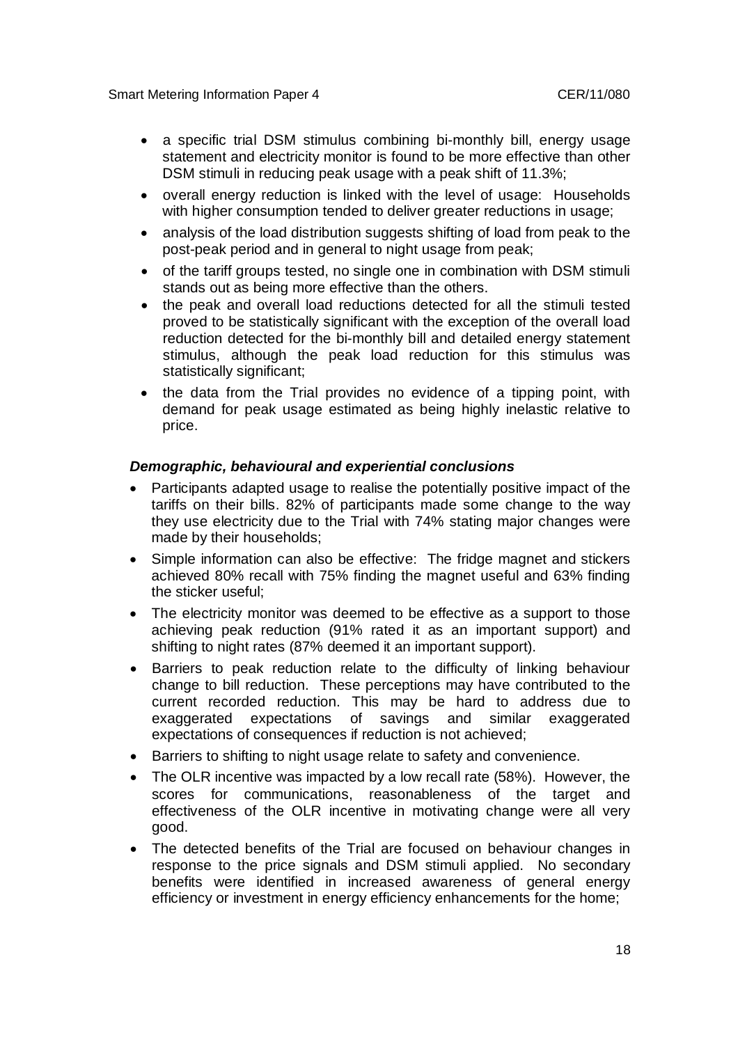- a specific trial DSM stimulus combining bi-monthly bill, energy usage statement and electricity monitor is found to be more effective than other DSM stimuli in reducing peak usage with a peak shift of 11.3%;
- overall energy reduction is linked with the level of usage: Households with higher consumption tended to deliver greater reductions in usage;
- analysis of the load distribution suggests shifting of load from peak to the post-peak period and in general to night usage from peak;
- of the tariff groups tested, no single one in combination with DSM stimuli stands out as being more effective than the others.
- the peak and overall load reductions detected for all the stimuli tested proved to be statistically significant with the exception of the overall load reduction detected for the bi-monthly bill and detailed energy statement stimulus, although the peak load reduction for this stimulus was statistically significant;
- the data from the Trial provides no evidence of a tipping point, with demand for peak usage estimated as being highly inelastic relative to price.

***Demographic, behavioural and experiential conclusions***

- Participants adapted usage to realise the potentially positive impact of the tariffs on their bills. 82% of participants made some change to the way they use electricity due to the Trial with 74% stating major changes were made by their households;
- Simple information can also be effective: The fridge magnet and stickers achieved 80% recall with 75% finding the magnet useful and 63% finding the sticker useful;
- The electricity monitor was deemed to be effective as a support to those achieving peak reduction (91% rated it as an important support) and shifting to night rates (87% deemed it an important support).
- Barriers to peak reduction relate to the difficulty of linking behaviour change to bill reduction. These perceptions may have contributed to the current recorded reduction. This may be hard to address due to exaggerated expectations of savings and similar exaggerated expectations of consequences if reduction is not achieved;
- Barriers to shifting to night usage relate to safety and convenience.
- The OLR incentive was impacted by a low recall rate (58%). However, the scores for communications, reasonableness of the target and effectiveness of the OLR incentive in motivating change were all very good.
- The detected benefits of the Trial are focused on behaviour changes in response to the price signals and DSM stimuli applied. No secondary benefits were identified in increased awareness of general energy efficiency or investment in energy efficiency enhancements for the home;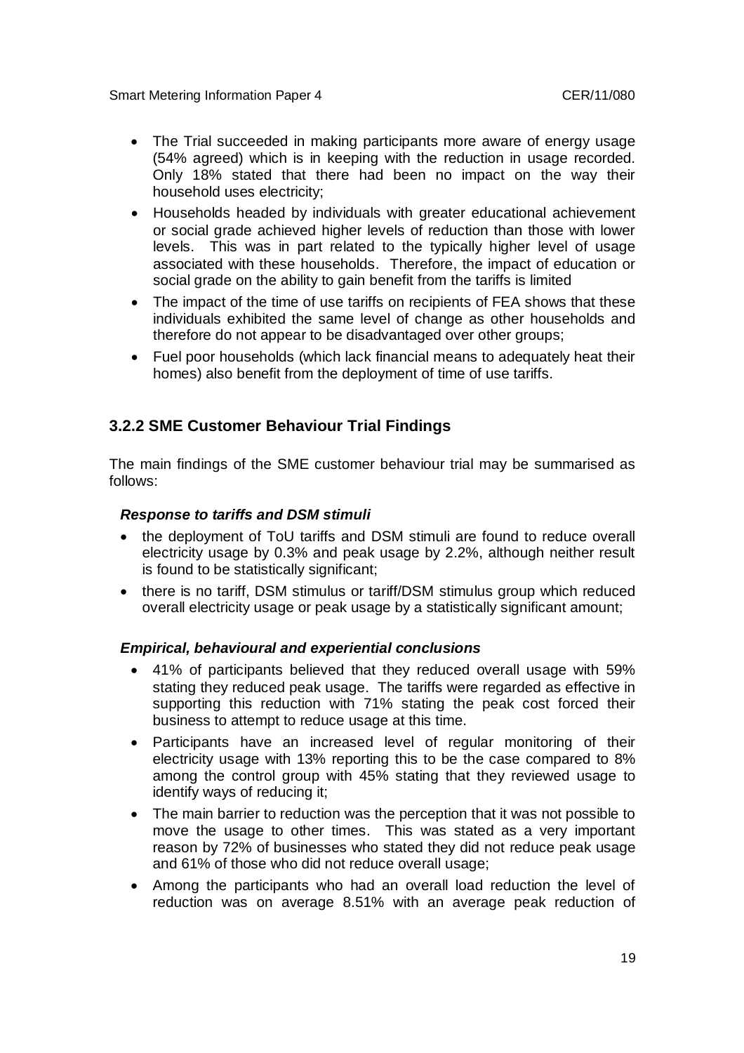- The Trial succeeded in making participants more aware of energy usage (54% agreed) which is in keeping with the reduction in usage recorded. Only 18% stated that there had been no impact on the way their household uses electricity;
- Households headed by individuals with greater educational achievement or social grade achieved higher levels of reduction than those with lower levels. This was in part related to the typically higher level of usage associated with these households. Therefore, the impact of education or social grade on the ability to gain benefit from the tariffs is limited
- The impact of the time of use tariffs on recipients of FEA shows that these individuals exhibited the same level of change as other households and therefore do not appear to be disadvantaged over other groups;
- Fuel poor households (which lack financial means to adequately heat their homes) also benefit from the deployment of time of use tariffs.

### 3.2.2 SME Customer Behaviour Trial Findings

The main findings of the SME customer behaviour trial may be summarised as follows:

***Response to tariffs and DSM stimuli***

- the deployment of ToU tariffs and DSM stimuli are found to reduce overall electricity usage by 0.3% and peak usage by 2.2%, although neither result is found to be statistically significant;
- there is no tariff, DSM stimulus or tariff/DSM stimulus group which reduced overall electricity usage or peak usage by a statistically significant amount;

***Empirical, behavioural and experiential conclusions***

- 41% of participants believed that they reduced overall usage with 59% stating they reduced peak usage. The tariffs were regarded as effective in supporting this reduction with 71% stating the peak cost forced their business to attempt to reduce usage at this time.
- Participants have an increased level of regular monitoring of their electricity usage with 13% reporting this to be the case compared to 8% among the control group with 45% stating that they reviewed usage to identify ways of reducing it;
- The main barrier to reduction was the perception that it was not possible to move the usage to other times. This was stated as a very important reason by 72% of businesses who stated they did not reduce peak usage and 61% of those who did not reduce overall usage;
- Among the participants who had an overall load reduction the level of reduction was on average 8.51% with an average peak reduction of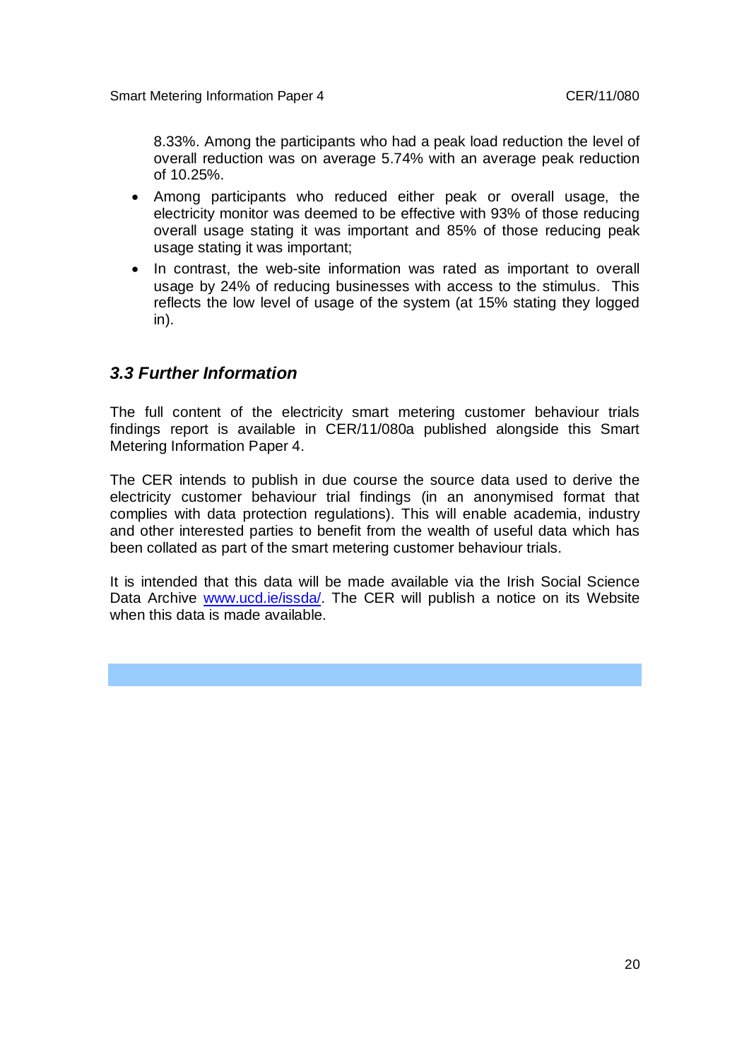8.33%. Among the participants who had a peak load reduction the level of overall reduction was on average 5.74% with an average peak reduction of 10.25%.

- Among participants who reduced either peak or overall usage, the electricity monitor was deemed to be effective with 93% of those reducing overall usage stating it was important and 85% of those reducing peak usage stating it was important;
- In contrast, the web-site information was rated as important to overall usage by 24% of reducing businesses with access to the stimulus. This reflects the low level of usage of the system (at 15% stating they logged in).

## *3.3 Further Information*

The full content of the electricity smart metering customer behaviour trials findings report is available in CER/11/080a published alongside this Smart Metering Information Paper 4.

The CER intends to publish in due course the source data used to derive the electricity customer behaviour trial findings (in an anonymised format that complies with data protection regulations). This will enable academia, industry and other interested parties to benefit from the wealth of useful data which has been collated as part of the smart metering customer behaviour trials.

It is intended that this data will be made available via the Irish Social Science Data Archive [www.ucd.ie/issda/](http://www.ucd.ie/issda/). The CER will publish a notice on its Website when this data is made available.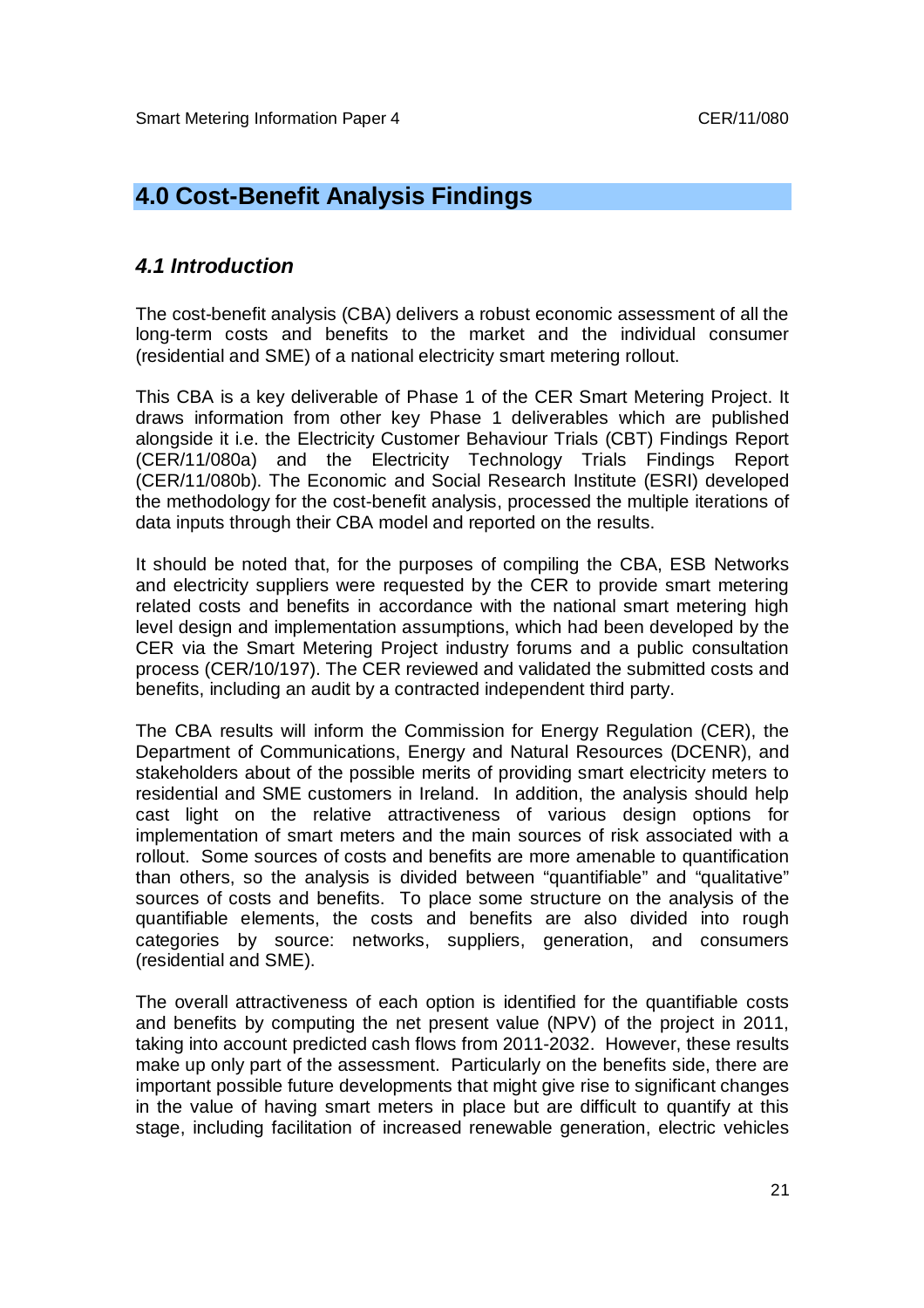# 4.0 Cost-Benefit Analysis Findings

## *4.1 Introduction*

The cost-benefit analysis (CBA) delivers a robust economic assessment of all the long-term costs and benefits to the market and the individual consumer (residential and SME) of a national electricity smart metering rollout.

This CBA is a key deliverable of Phase 1 of the CER Smart Metering Project. It draws information from other key Phase 1 deliverables which are published alongside it i.e. the Electricity Customer Behaviour Trials (CBT) Findings Report (CER/11/080a) and the Electricity Technology Trials Findings Report (CER/11/080b). The Economic and Social Research Institute (ESRI) developed the methodology for the cost-benefit analysis, processed the multiple iterations of data inputs through their CBA model and reported on the results.

It should be noted that, for the purposes of compiling the CBA, ESB Networks and electricity suppliers were requested by the CER to provide smart metering related costs and benefits in accordance with the national smart metering high level design and implementation assumptions, which had been developed by the CER via the Smart Metering Project industry forums and a public consultation process (CER/10/197). The CER reviewed and validated the submitted costs and benefits, including an audit by a contracted independent third party.

The CBA results will inform the Commission for Energy Regulation (CER), the Department of Communications, Energy and Natural Resources (DCENR), and stakeholders about of the possible merits of providing smart electricity meters to residential and SME customers in Ireland. In addition, the analysis should help cast light on the relative attractiveness of various design options for implementation of smart meters and the main sources of risk associated with a rollout. Some sources of costs and benefits are more amenable to quantification than others, so the analysis is divided between "quantifiable" and "qualitative" sources of costs and benefits. To place some structure on the analysis of the quantifiable elements, the costs and benefits are also divided into rough categories by source: networks, suppliers, generation, and consumers (residential and SME).

The overall attractiveness of each option is identified for the quantifiable costs and benefits by computing the net present value (NPV) of the project in 2011, taking into account predicted cash flows from 2011-2032. However, these results make up only part of the assessment. Particularly on the benefits side, there are important possible future developments that might give rise to significant changes in the value of having smart meters in place but are difficult to quantify at this stage, including facilitation of increased renewable generation, electric vehicles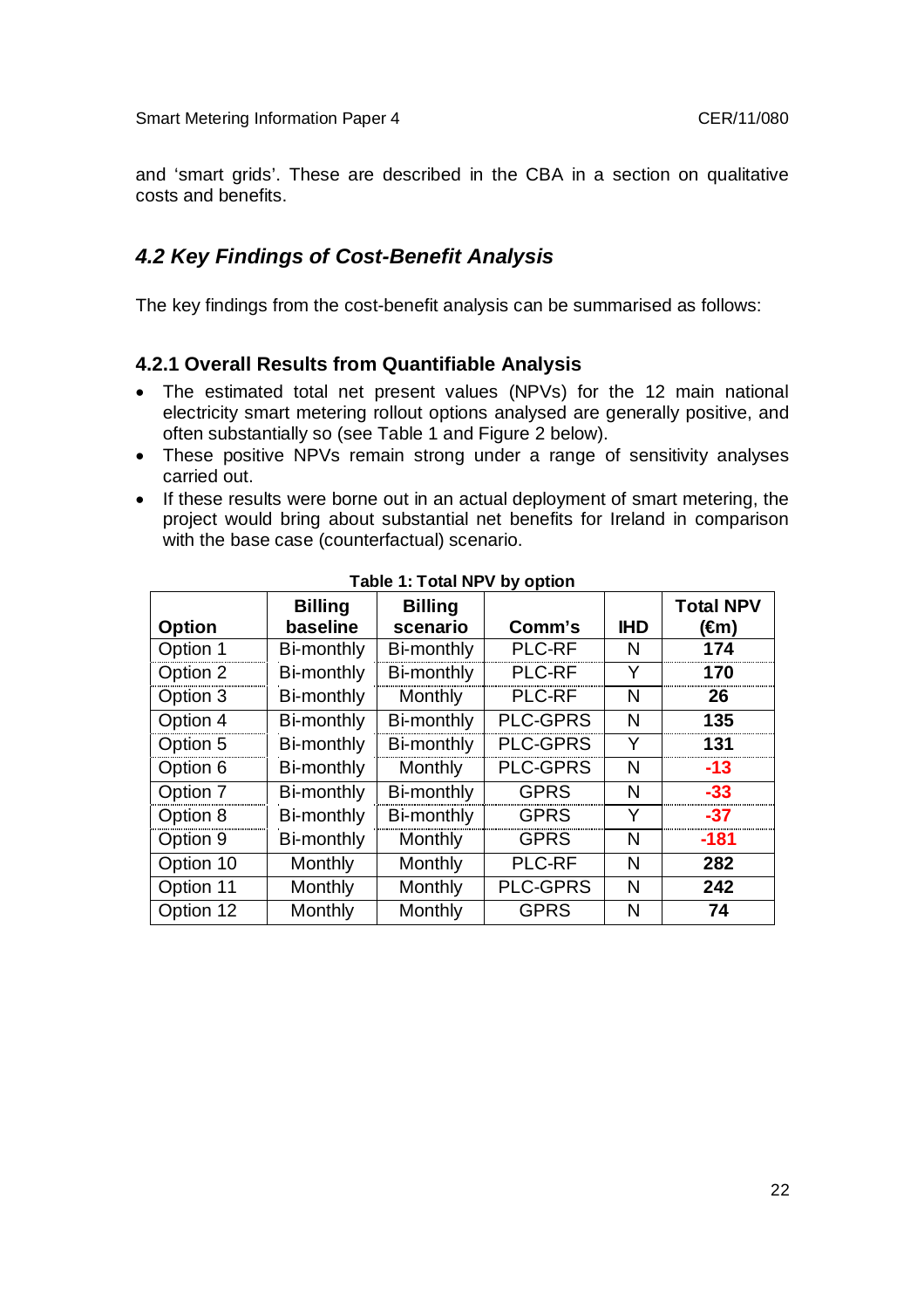and 'smart grids'. These are described in the CBA in a section on qualitative costs and benefits.

## *4.2 Key Findings of Cost-Benefit Analysis*

The key findings from the cost-benefit analysis can be summarised as follows:

### 4.2.1 Overall Results from Quantifiable Analysis

- The estimated total net present values (NPVs) for the 12 main national electricity smart metering rollout options analysed are generally positive, and often substantially so (see Table 1 and Figure 2 below).
- These positive NPVs remain strong under a range of sensitivity analyses carried out.
- If these results were borne out in an actual deployment of smart metering, the project would bring about substantial net benefits for Ireland in comparison with the base case (counterfactual) scenario.

**Table 1: Total NPV by option**

| Option | Billing baseline | Billing scenario | Comm's | IHD | Total NPV (€m) |
|---|---|---|---|---|---|
| Option 1 | Bi-monthly | Bi-monthly | PLC-RF | N | **174** |
| Option 2 | Bi-monthly | Bi-monthly | PLC-RF | Y | **170** |
| Option 3 | Bi-monthly | Monthly | PLC-RF | N | **26** |
| Option 4 | Bi-monthly | Bi-monthly | PLC-GPRS | N | **135** |
| Option 5 | Bi-monthly | Bi-monthly | PLC-GPRS | Y | **131** |
| Option 6 | Bi-monthly | Monthly | PLC-GPRS | N | **-13** |
| Option 7 | Bi-monthly | Bi-monthly | GPRS | N | **-33** |
| Option 8 | Bi-monthly | Bi-monthly | GPRS | Y | **-37** |
| Option 9 | Bi-monthly | Monthly | GPRS | N | **-181** |
| Option 10 | Monthly | Monthly | PLC-RF | N | **282** |
| Option 11 | Monthly | Monthly | PLC-GPRS | N | **242** |
| Option 12 | Monthly | Monthly | GPRS | N | **74** |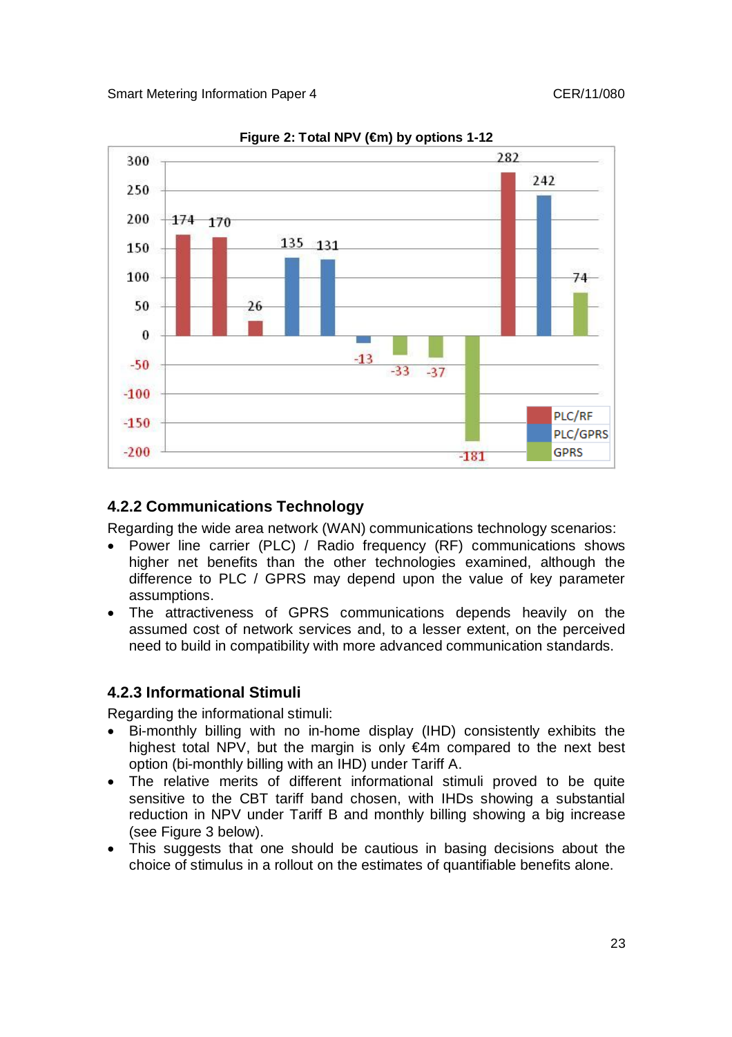**Figure 2: Total NPV (€m) by options 1-12**

| Option | Technology | NPV (€m) |
|---|---|---|
| 1 | PLC/RF | 174 |
| 2 | PLC/RF | 170 |
| 3 | PLC/RF | 26 |
| 4 | PLC/GPRS | 135 |
| 5 | PLC/GPRS | 131 |
| 6 | PLC/GPRS | -13 |
| 7 | GPRS | -33 |
| 8 | GPRS | -37 |
| 9 | GPRS | -181 |
| 10 | PLC/RF | 282 |
| 11 | PLC/GPRS | 242 |
| 12 | GPRS | 74 |

### 4.2.2 Communications Technology

Regarding the wide area network (WAN) communications technology scenarios:

- Power line carrier (PLC) / Radio frequency (RF) communications shows higher net benefits than the other technologies examined, although the difference to PLC / GPRS may depend upon the value of key parameter assumptions.
- The attractiveness of GPRS communications depends heavily on the assumed cost of network services and, to a lesser extent, on the perceived need to build in compatibility with more advanced communication standards.

### 4.2.3 Informational Stimuli

Regarding the informational stimuli:

- Bi-monthly billing with no in-home display (IHD) consistently exhibits the highest total NPV, but the margin is only €4m compared to the next best option (bi-monthly billing with an IHD) under Tariff A.
- The relative merits of different informational stimuli proved to be quite sensitive to the CBT tariff band chosen, with IHDs showing a substantial reduction in NPV under Tariff B and monthly billing showing a big increase (see Figure 3 below).
- This suggests that one should be cautious in basing decisions about the choice of stimulus in a rollout on the estimates of quantifiable benefits alone.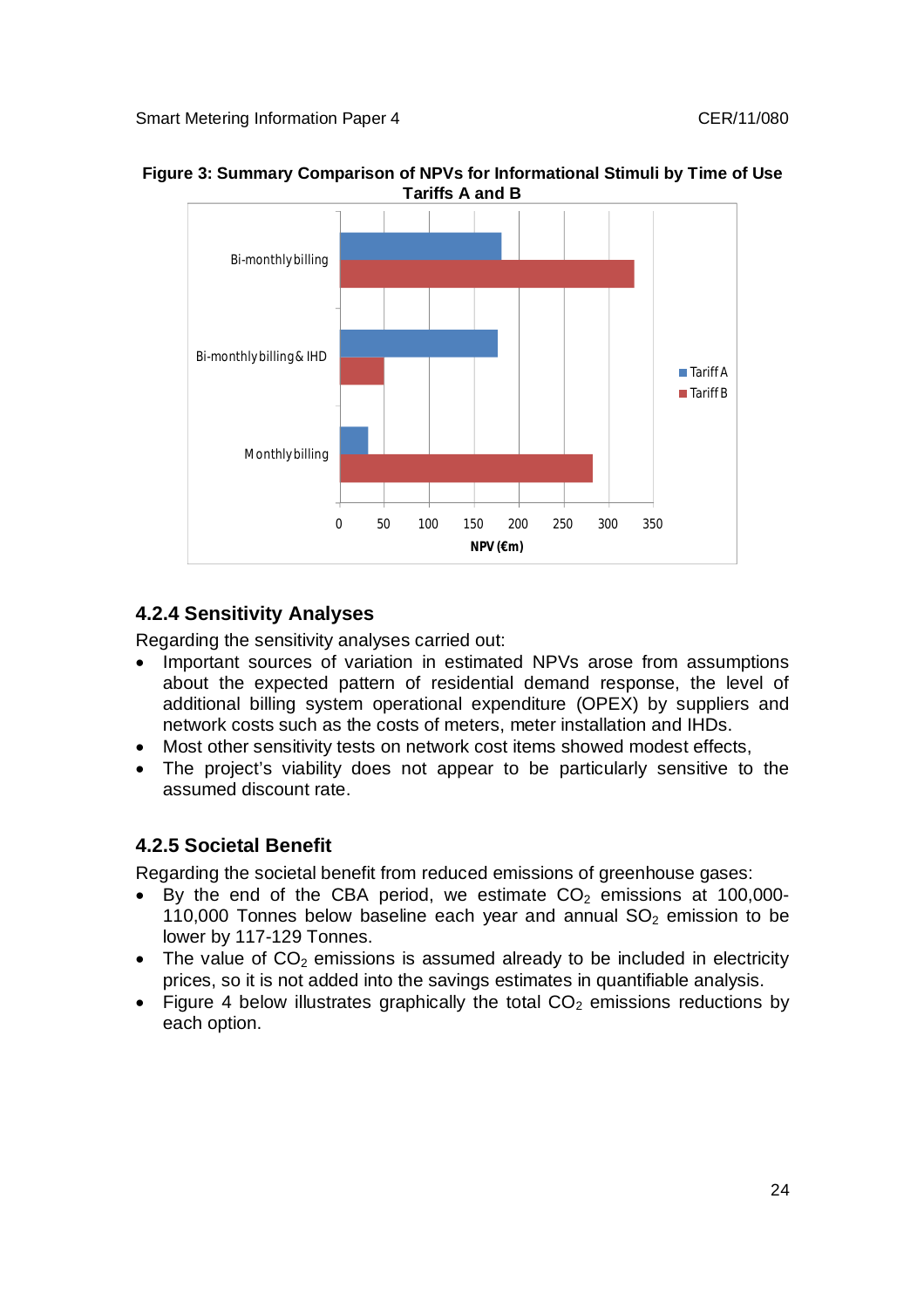**Figure 3: Summary Comparison of NPVs for Informational Stimuli by Time of Use Tariffs A and B**

### 4.2.4 Sensitivity Analyses

Regarding the sensitivity analyses carried out:

- Important sources of variation in estimated NPVs arose from assumptions about the expected pattern of residential demand response, the level of additional billing system operational expenditure (OPEX) by suppliers and network costs such as the costs of meters, meter installation and IHDs.
- Most other sensitivity tests on network cost items showed modest effects,
- The project's viability does not appear to be particularly sensitive to the assumed discount rate.

### 4.2.5 Societal Benefit

Regarding the societal benefit from reduced emissions of greenhouse gases:

- By the end of the CBA period, we estimate $CO_2$ emissions at 100,000-110,000 Tonnes below baseline each year and annual $SO_2$ emission to be lower by 117-129 Tonnes.
- The value of $CO_2$ emissions is assumed already to be included in electricity prices, so it is not added into the savings estimates in quantifiable analysis.
- Figure 4 below illustrates graphically the total $CO_2$ emissions reductions by each option.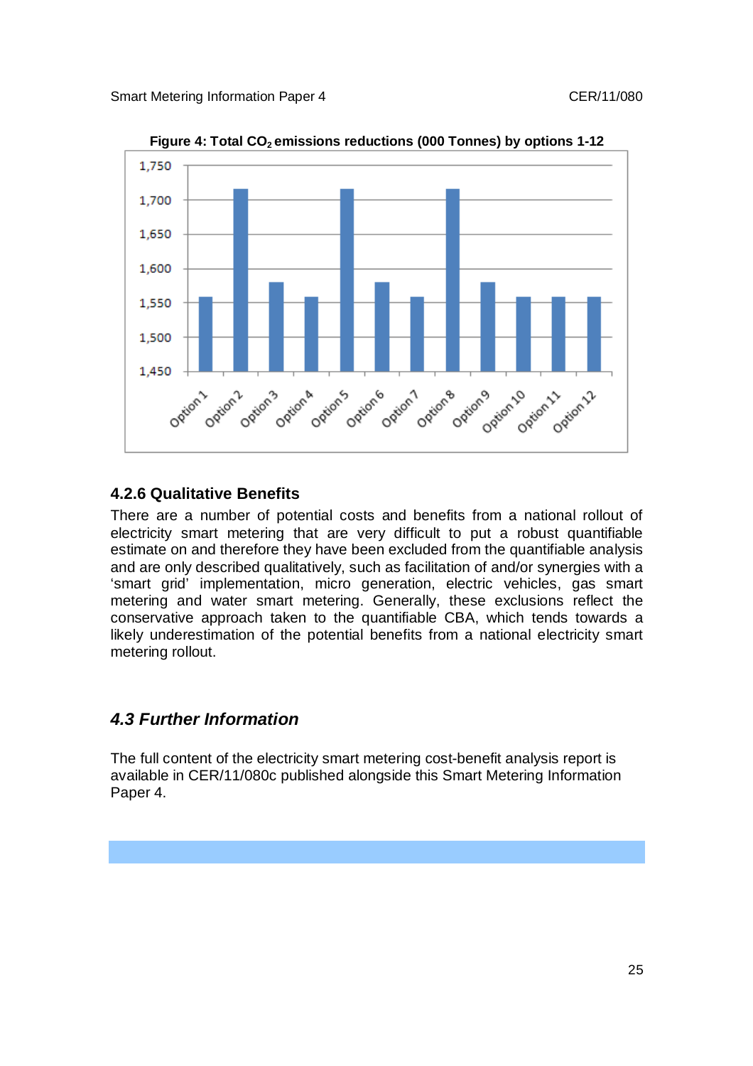**Figure 4: Total $CO_2$ emissions reductions (000 Tonnes) by options 1-12**

### 4.2.6 Qualitative Benefits

There are a number of potential costs and benefits from a national rollout of electricity smart metering that are very difficult to put a robust quantifiable estimate on and therefore they have been excluded from the quantifiable analysis and are only described qualitatively, such as facilitation of and/or synergies with a 'smart grid' implementation, micro generation, electric vehicles, gas smart metering and water smart metering. Generally, these exclusions reflect the conservative approach taken to the quantifiable CBA, which tends towards a likely underestimation of the potential benefits from a national electricity smart metering rollout.

## *4.3 Further Information*

The full content of the electricity smart metering cost-benefit analysis report is available in CER/11/080c published alongside this Smart Metering Information Paper 4.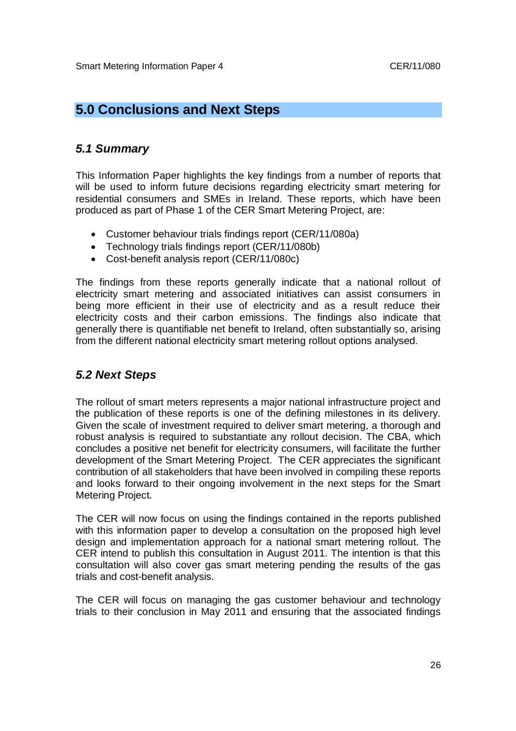## 5.0 Conclusions and Next Steps

### *5.1 Summary*

This Information Paper highlights the key findings from a number of reports that will be used to inform future decisions regarding electricity smart metering for residential consumers and SMEs in Ireland. These reports, which have been produced as part of Phase 1 of the CER Smart Metering Project, are:

- Customer behaviour trials findings report (CER/11/080a)
- Technology trials findings report (CER/11/080b)
- Cost-benefit analysis report (CER/11/080c)

The findings from these reports generally indicate that a national rollout of electricity smart metering and associated initiatives can assist consumers in being more efficient in their use of electricity and as a result reduce their electricity costs and their carbon emissions. The findings also indicate that generally there is quantifiable net benefit to Ireland, often substantially so, arising from the different national electricity smart metering rollout options analysed.

### *5.2 Next Steps*

The rollout of smart meters represents a major national infrastructure project and the publication of these reports is one of the defining milestones in its delivery. Given the scale of investment required to deliver smart metering, a thorough and robust analysis is required to substantiate any rollout decision. The CBA, which concludes a positive net benefit for electricity consumers, will facilitate the further development of the Smart Metering Project. The CER appreciates the significant contribution of all stakeholders that have been involved in compiling these reports and looks forward to their ongoing involvement in the next steps for the Smart Metering Project.

The CER will now focus on using the findings contained in the reports published with this information paper to develop a consultation on the proposed high level design and implementation approach for a national smart metering rollout. The CER intend to publish this consultation in August 2011. The intention is that this consultation will also cover gas smart metering pending the results of the gas trials and cost-benefit analysis.

The CER will focus on managing the gas customer behaviour and technology trials to their conclusion in May 2011 and ensuring that the associated findings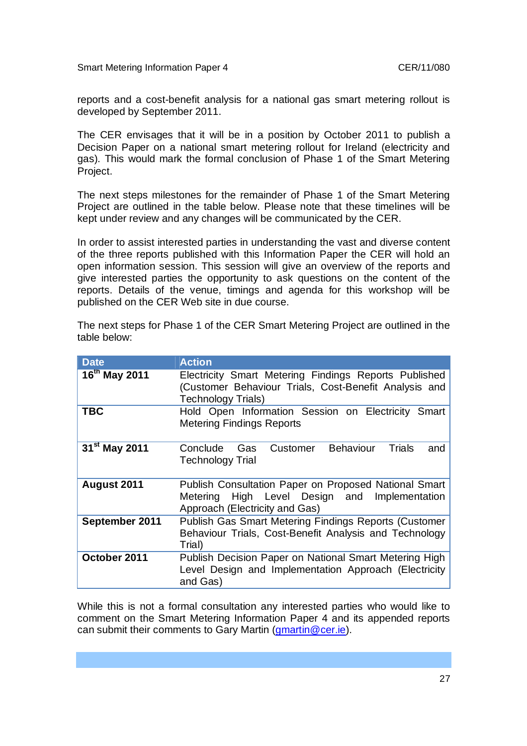reports and a cost-benefit analysis for a national gas smart metering rollout is developed by September 2011.

The CER envisages that it will be in a position by October 2011 to publish a Decision Paper on a national smart metering rollout for Ireland (electricity and gas). This would mark the formal conclusion of Phase 1 of the Smart Metering Project.

The next steps milestones for the remainder of Phase 1 of the Smart Metering Project are outlined in the table below. Please note that these timelines will be kept under review and any changes will be communicated by the CER.

In order to assist interested parties in understanding the vast and diverse content of the three reports published with this Information Paper the CER will hold an open information session. This session will give an overview of the reports and give interested parties the opportunity to ask questions on the content of the reports. Details of the venue, timings and agenda for this workshop will be published on the CER Web site in due course.

The next steps for Phase 1 of the CER Smart Metering Project are outlined in the table below:

| Date | Action |
|---|---|
| **16th May 2011** | Electricity Smart Metering Findings Reports Published (Customer Behaviour Trials, Cost-Benefit Analysis and Technology Trials) |
| **TBC** | Hold Open Information Session on Electricity Smart Metering Findings Reports |
| **31st May 2011** | Conclude Gas Customer Behaviour Trials and Technology Trial |
| **August 2011** | Publish Consultation Paper on Proposed National Smart Metering High Level Design and Implementation Approach (Electricity and Gas) |
| **September 2011** | Publish Gas Smart Metering Findings Reports (Customer Behaviour Trials, Cost-Benefit Analysis and Technology Trial) |
| **October 2011** | Publish Decision Paper on National Smart Metering High Level Design and Implementation Approach (Electricity and Gas) |

While this is not a formal consultation any interested parties who would like to comment on the Smart Metering Information Paper 4 and its appended reports can submit their comments to Gary Martin (gmartin@cer.ie).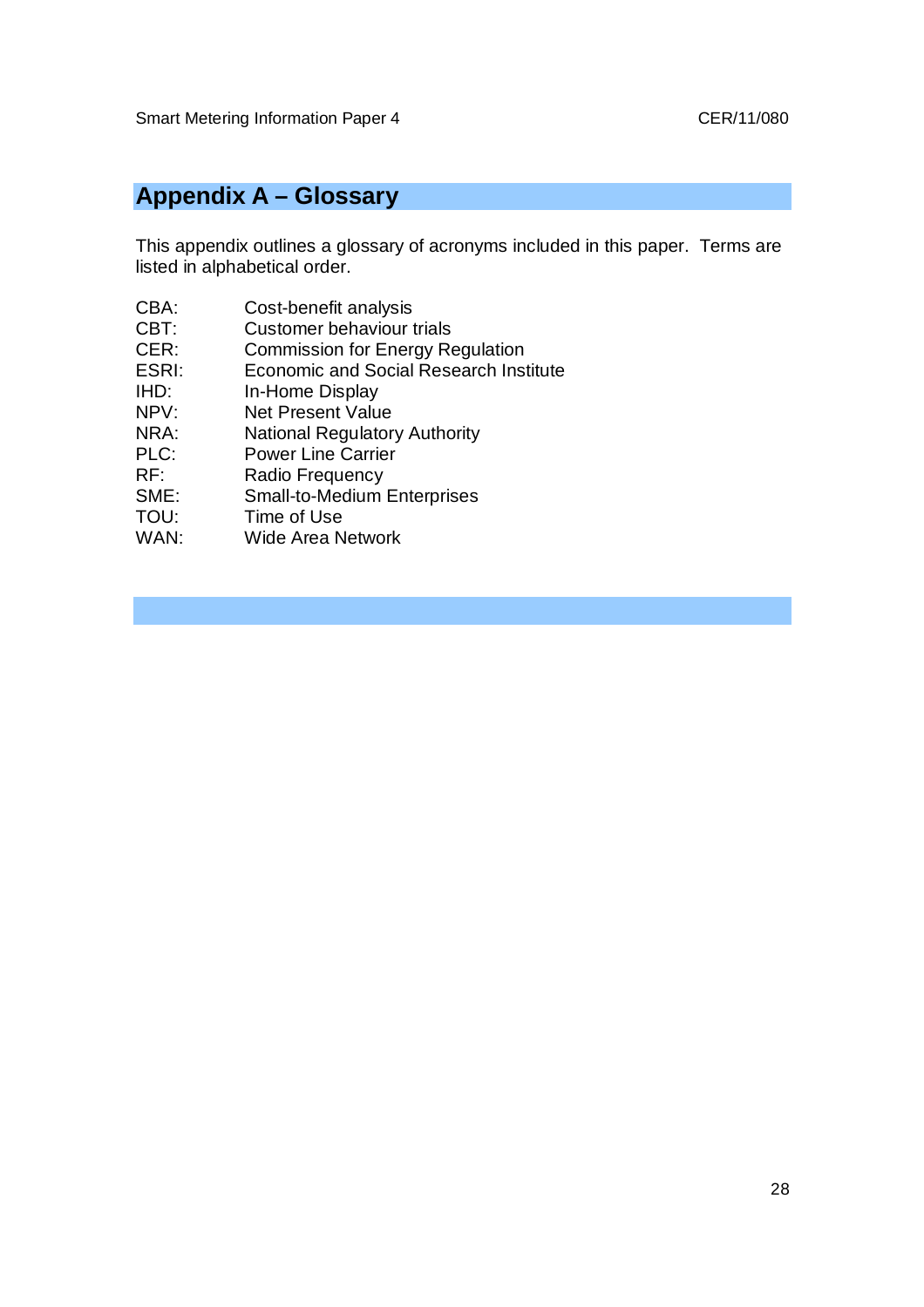# Appendix A – Glossary

This appendix outlines a glossary of acronyms included in this paper. Terms are listed in alphabetical order.

| | |
|---|---|
| CBA: | Cost-benefit analysis |
| CBT: | Customer behaviour trials |
| CER: | Commission for Energy Regulation |
| ESRI: | Economic and Social Research Institute |
| IHD: | In-Home Display |
| NPV: | Net Present Value |
| NRA: | National Regulatory Authority |
| PLC: | Power Line Carrier |
| RF: | Radio Frequency |
| SME: | Small-to-Medium Enterprises |
| TOU: | Time of Use |
| WAN: | Wide Area Network |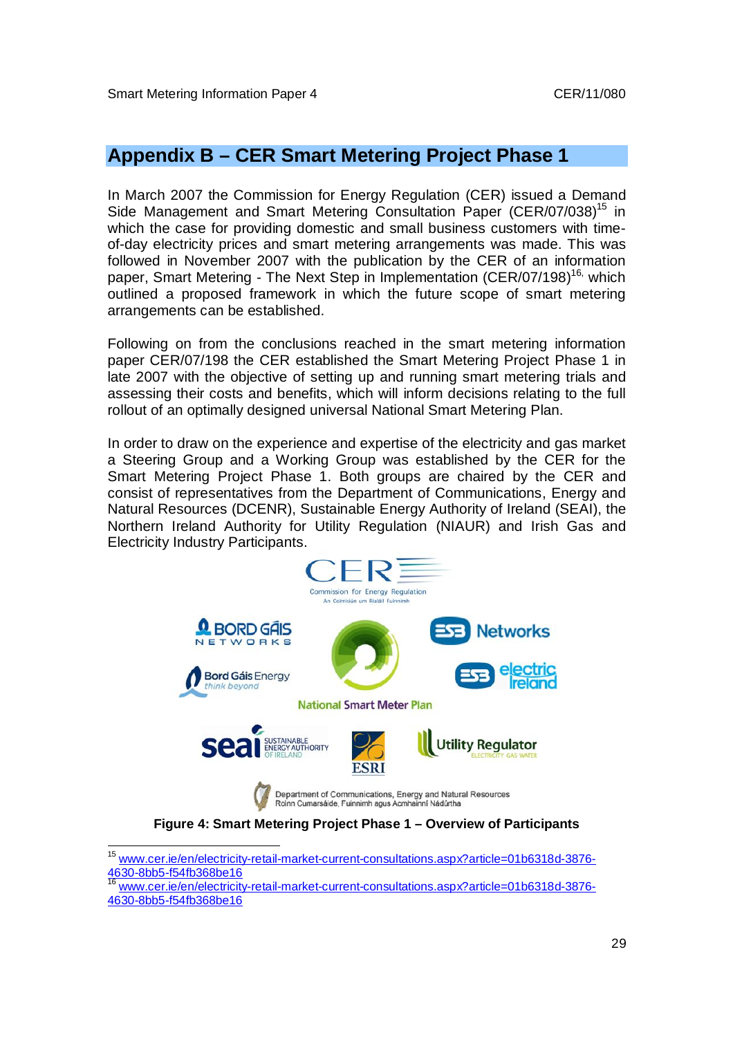## Appendix B – CER Smart Metering Project Phase 1

In March 2007 the Commission for Energy Regulation (CER) issued a Demand Side Management and Smart Metering Consultation Paper (CER/07/038)[15] in which the case for providing domestic and small business customers with time-of-day electricity prices and smart metering arrangements was made. This was followed in November 2007 with the publication by the CER of an information paper, Smart Metering - The Next Step in Implementation (CER/07/198)[16], which outlined a proposed framework in which the future scope of smart metering arrangements can be established.

Following on from the conclusions reached in the smart metering information paper CER/07/198 the CER established the Smart Metering Project Phase 1 in late 2007 with the objective of setting up and running smart metering trials and assessing their costs and benefits, which will inform decisions relating to the full rollout of an optimally designed universal National Smart Metering Plan.

In order to draw on the experience and expertise of the electricity and gas market a Steering Group and a Working Group was established by the CER for the Smart Metering Project Phase 1. Both groups are chaired by the CER and consist of representatives from the Department of Communications, Energy and Natural Resources (DCENR), Sustainable Energy Authority of Ireland (SEAI), the Northern Ireland Authority for Utility Regulation (NIAUR) and Irish Gas and Electricity Industry Participants.

**Figure 4: Smart Metering Project Phase 1 – Overview of Participants**

---

[15] www.cer.ie/en/electricity-retail-market-current-consultations.aspx?article=01b6318d-3876-4630-8bb5-f54fb368be16

[16] www.cer.ie/en/electricity-retail-market-current-consultations.aspx?article=01b6318d-3876-4630-8bb5-f54fb368be16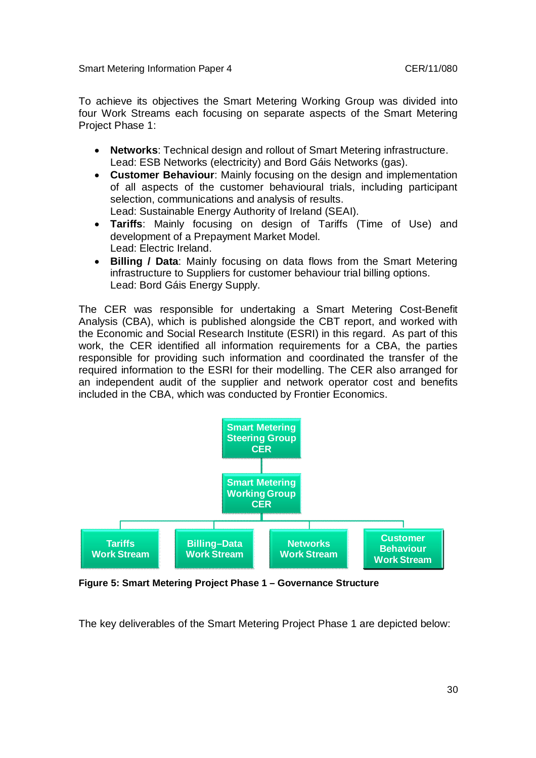To achieve its objectives the Smart Metering Working Group was divided into four Work Streams each focusing on separate aspects of the Smart Metering Project Phase 1:

- **Networks**: Technical design and rollout of Smart Metering infrastructure. Lead: ESB Networks (electricity) and Bord Gáis Networks (gas).
- **Customer Behaviour**: Mainly focusing on the design and implementation of all aspects of the customer behavioural trials, including participant selection, communications and analysis of results.
  Lead: Sustainable Energy Authority of Ireland (SEAI).
- **Tariffs**: Mainly focusing on design of Tariffs (Time of Use) and development of a Prepayment Market Model.
  Lead: Electric Ireland.
- **Billing / Data**: Mainly focusing on data flows from the Smart Metering infrastructure to Suppliers for customer behaviour trial billing options.
  Lead: Bord Gáis Energy Supply.

The CER was responsible for undertaking a Smart Metering Cost-Benefit Analysis (CBA), which is published alongside the CBT report, and worked with the Economic and Social Research Institute (ESRI) in this regard. As part of this work, the CER identified all information requirements for a CBA, the parties responsible for providing such information and coordinated the transfer of the required information to the ESRI for their modelling. The CER also arranged for an independent audit of the supplier and network operator cost and benefits included in the CBA, which was conducted by Frontier Economics.

Smart Metering Steering Group CER

Smart Metering Working Group CER

Tariffs Work Stream | Billing–Data Work Stream | Networks Work Stream | Customer Behaviour Work Stream

**Figure 5: Smart Metering Project Phase 1 – Governance Structure**

The key deliverables of the Smart Metering Project Phase 1 are depicted below: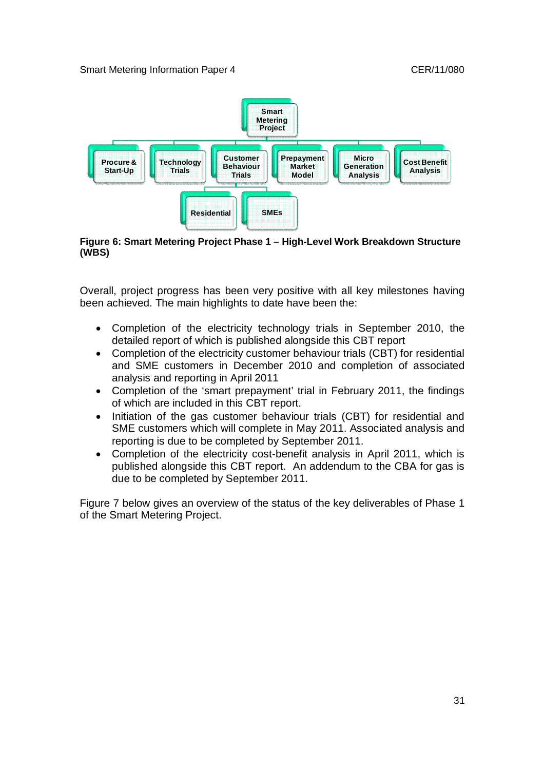Smart Metering Project

Procure & Start-Up | Technology Trials | Customer Behaviour Trials | Prepayment Market Model | Micro Generation Analysis | Cost Benefit Analysis

Customer Behaviour Trials: Residential | SMEs

**Figure 6: Smart Metering Project Phase 1 – High-Level Work Breakdown Structure (WBS)**

Overall, project progress has been very positive with all key milestones having been achieved. The main highlights to date have been the:

- Completion of the electricity technology trials in September 2010, the detailed report of which is published alongside this CBT report
- Completion of the electricity customer behaviour trials (CBT) for residential and SME customers in December 2010 and completion of associated analysis and reporting in April 2011
- Completion of the 'smart prepayment' trial in February 2011, the findings of which are included in this CBT report.
- Initiation of the gas customer behaviour trials (CBT) for residential and SME customers which will complete in May 2011. Associated analysis and reporting is due to be completed by September 2011.
- Completion of the electricity cost-benefit analysis in April 2011, which is published alongside this CBT report. An addendum to the CBA for gas is due to be completed by September 2011.

Figure 7 below gives an overview of the status of the key deliverables of Phase 1 of the Smart Metering Project.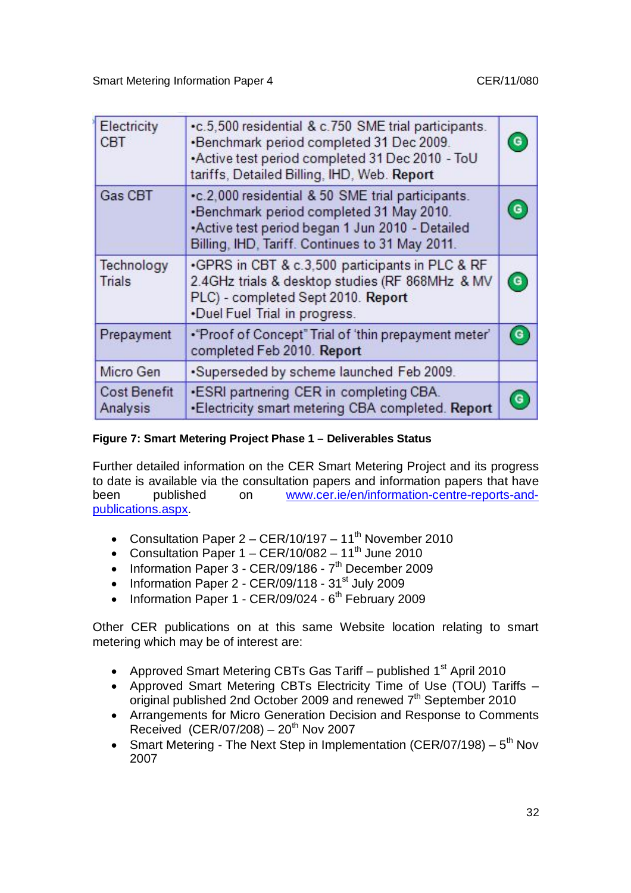| | | |
|---|---|---|
| Electricity CBT | •c.5,500 residential & c.750 SME trial participants. •Benchmark period completed 31 Dec 2009. •Active test period completed 31 Dec 2010 - ToU tariffs, Detailed Billing, IHD, Web. **Report** | G |
| Gas CBT | •c.2,000 residential & 50 SME trial participants. •Benchmark period completed 31 May 2010. •Active test period began 1 Jun 2010 - Detailed Billing, IHD, Tariff. Continues to 31 May 2011. | G |
| Technology Trials | •GPRS in CBT & c.3,500 participants in PLC & RF 2.4GHz trials & desktop studies (RF 868MHz & MV PLC) - completed Sept 2010. **Report** •Duel Fuel Trial in progress. | G |
| Prepayment | •"Proof of Concept" Trial of 'thin prepayment meter' completed Feb 2010. **Report** | G |
| Micro Gen | •Superseded by scheme launched Feb 2009. | |
| Cost Benefit Analysis | •ESRI partnering CER in completing CBA. •Electricity smart metering CBA completed. **Report** | G |

**Figure 7: Smart Metering Project Phase 1 – Deliverables Status**

Further detailed information on the CER Smart Metering Project and its progress to date is available via the consultation papers and information papers that have been published on [www.cer.ie/en/information-centre-reports-and-publications.aspx](www.cer.ie/en/information-centre-reports-and-publications.aspx).

- Consultation Paper 2 – CER/10/197 – 11th November 2010
- Consultation Paper 1 – CER/10/082 – 11th June 2010
- Information Paper 3 - CER/09/186 - 7th December 2009
- Information Paper 2 - CER/09/118 - 31st July 2009
- Information Paper 1 - CER/09/024 - 6th February 2009

Other CER publications on at this same Website location relating to smart metering which may be of interest are:

- Approved Smart Metering CBTs Gas Tariff – published 1st April 2010
- Approved Smart Metering CBTs Electricity Time of Use (TOU) Tariffs – original published 2nd October 2009 and renewed 7th September 2010
- Arrangements for Micro Generation Decision and Response to Comments Received (CER/07/208) – 20th Nov 2007
- Smart Metering - The Next Step in Implementation (CER/07/198) – 5th Nov 2007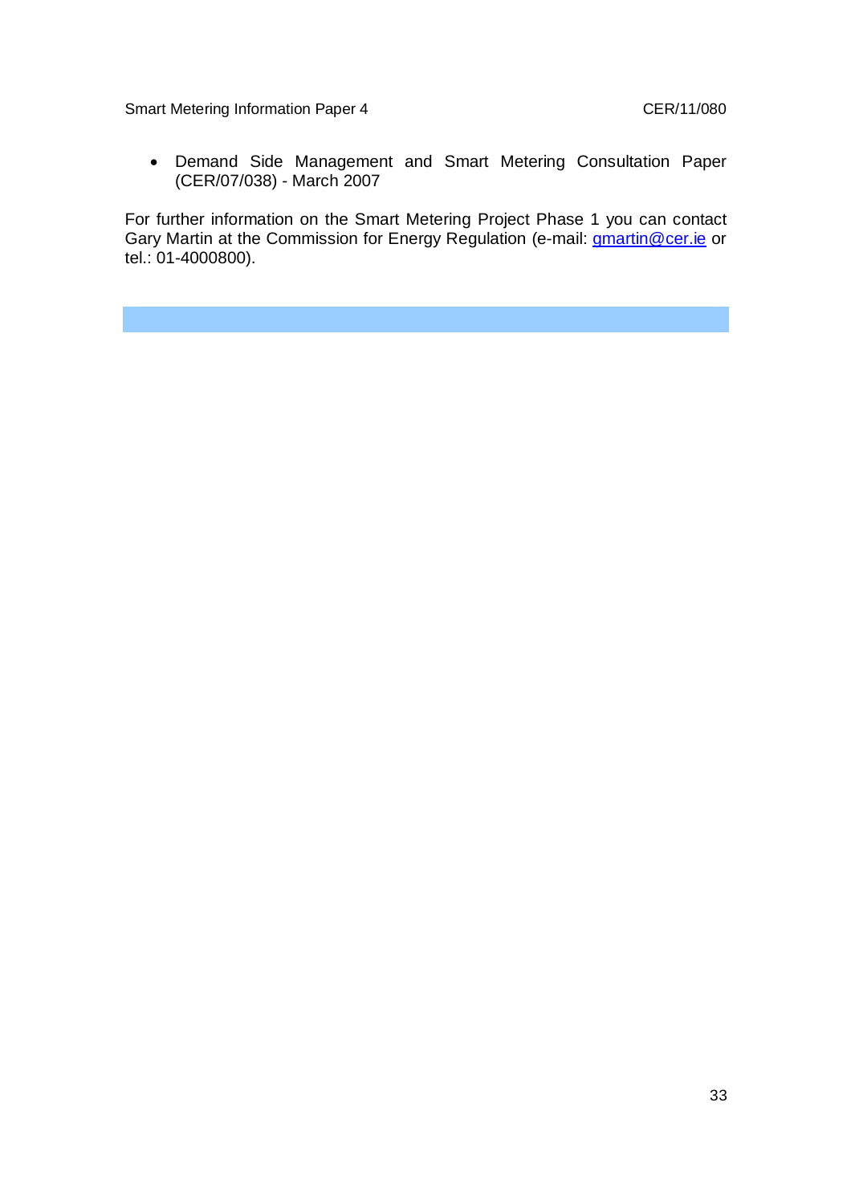- Demand Side Management and Smart Metering Consultation Paper (CER/07/038) - March 2007

For further information on the Smart Metering Project Phase 1 you can contact Gary Martin at the Commission for Energy Regulation (e-mail: gmartin@cer.ie or tel.: 01-4000800).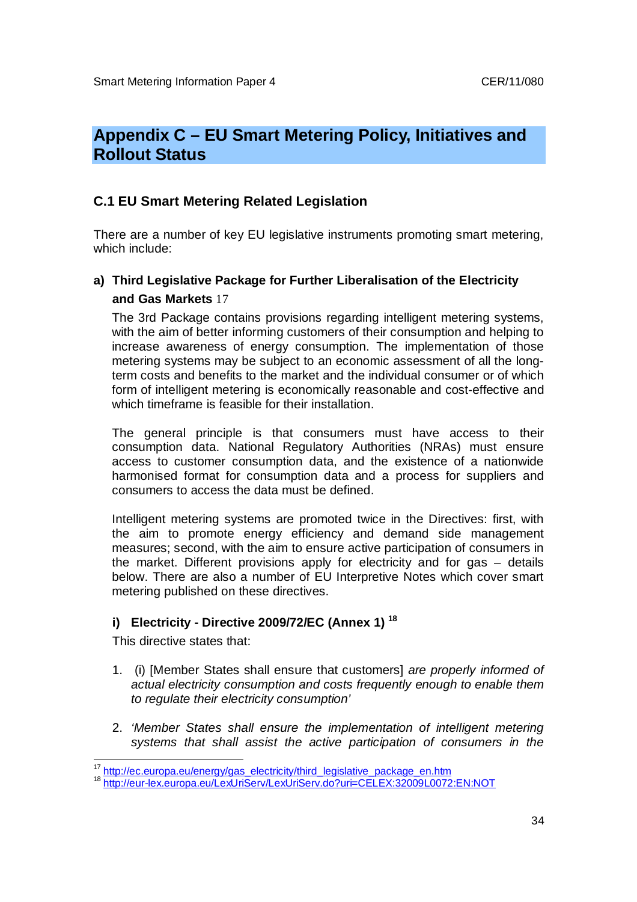# Appendix C – EU Smart Metering Policy, Initiatives and Rollout Status

## C.1 EU Smart Metering Related Legislation

There are a number of key EU legislative instruments promoting smart metering, which include:

**a) Third Legislative Package for Further Liberalisation of the Electricity and Gas Markets** [17]

The 3rd Package contains provisions regarding intelligent metering systems, with the aim of better informing customers of their consumption and helping to increase awareness of energy consumption. The implementation of those metering systems may be subject to an economic assessment of all the long-term costs and benefits to the market and the individual consumer or of which form of intelligent metering is economically reasonable and cost-effective and which timeframe is feasible for their installation.

The general principle is that consumers must have access to their consumption data. National Regulatory Authorities (NRAs) must ensure access to customer consumption data, and the existence of a nationwide harmonised format for consumption data and a process for suppliers and consumers to access the data must be defined.

Intelligent metering systems are promoted twice in the Directives: first, with the aim to promote energy efficiency and demand side management measures; second, with the aim to ensure active participation of consumers in the market. Different provisions apply for electricity and for gas – details below. There are also a number of EU Interpretive Notes which cover smart metering published on these directives.

**i) Electricity - Directive 2009/72/EC (Annex 1)** [18]

This directive states that:

1. (i) [Member States shall ensure that customers] *are properly informed of actual electricity consumption and costs frequently enough to enable them to regulate their electricity consumption'*

2. *'Member States shall ensure the implementation of intelligent metering systems that shall assist the active participation of consumers in the*

[17] http://ec.europa.eu/energy/gas_electricity/third_legislative_package_en.htm
[18] http://eur-lex.europa.eu/LexUriServ/LexUriServ.do?uri=CELEX:32009L0072:EN:NOT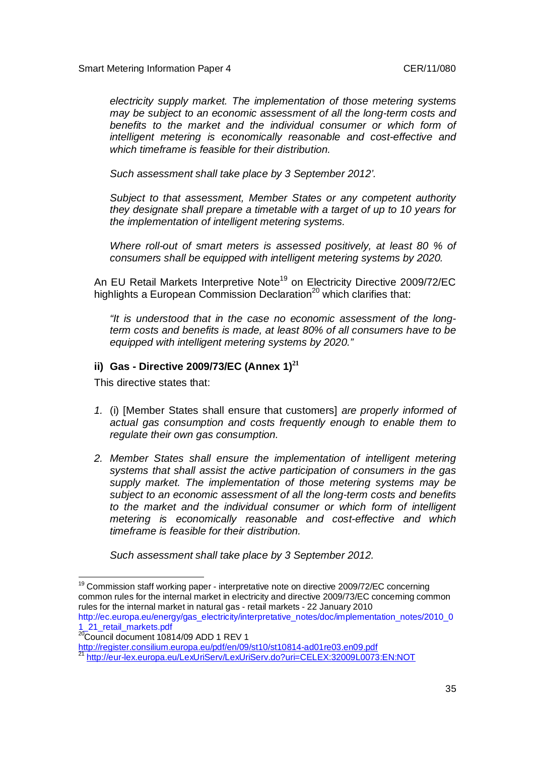*electricity supply market. The implementation of those metering systems may be subject to an economic assessment of all the long-term costs and benefits to the market and the individual consumer or which form of intelligent metering is economically reasonable and cost-effective and which timeframe is feasible for their distribution.*

*Such assessment shall take place by 3 September 2012'.*

*Subject to that assessment, Member States or any competent authority they designate shall prepare a timetable with a target of up to 10 years for the implementation of intelligent metering systems.*

*Where roll-out of smart meters is assessed positively, at least 80 % of consumers shall be equipped with intelligent metering systems by 2020.*

An EU Retail Markets Interpretive Note[19] on Electricity Directive 2009/72/EC highlights a European Commission Declaration[20] which clarifies that:

*"It is understood that in the case no economic assessment of the long-term costs and benefits is made, at least 80% of all consumers have to be equipped with intelligent metering systems by 2020."*

#### ii) Gas - Directive 2009/73/EC (Annex 1)[21]

This directive states that:

1. (i) [Member States shall ensure that customers] *are properly informed of actual gas consumption and costs frequently enough to enable them to regulate their own gas consumption.*

2. *Member States shall ensure the implementation of intelligent metering systems that shall assist the active participation of consumers in the gas supply market. The implementation of those metering systems may be subject to an economic assessment of all the long-term costs and benefits to the market and the individual consumer or which form of intelligent metering is economically reasonable and cost-effective and which timeframe is feasible for their distribution.*

   *Such assessment shall take place by 3 September 2012.*

---

[19] Commission staff working paper - interpretative note on directive 2009/72/EC concerning common rules for the internal market in electricity and directive 2009/73/EC concerning common rules for the internal market in natural gas - retail markets - 22 January 2010 http://ec.europa.eu/energy/gas_electricity/interpretative_notes/doc/implementation_notes/2010_01_21_retail_markets.pdf

[20] Council document 10814/09 ADD 1 REV 1 http://register.consilium.europa.eu/pdf/en/09/st10/st10814-ad01re03.en09.pdf

[21] http://eur-lex.europa.eu/LexUriServ/LexUriServ.do?uri=CELEX:32009L0073:EN:NOT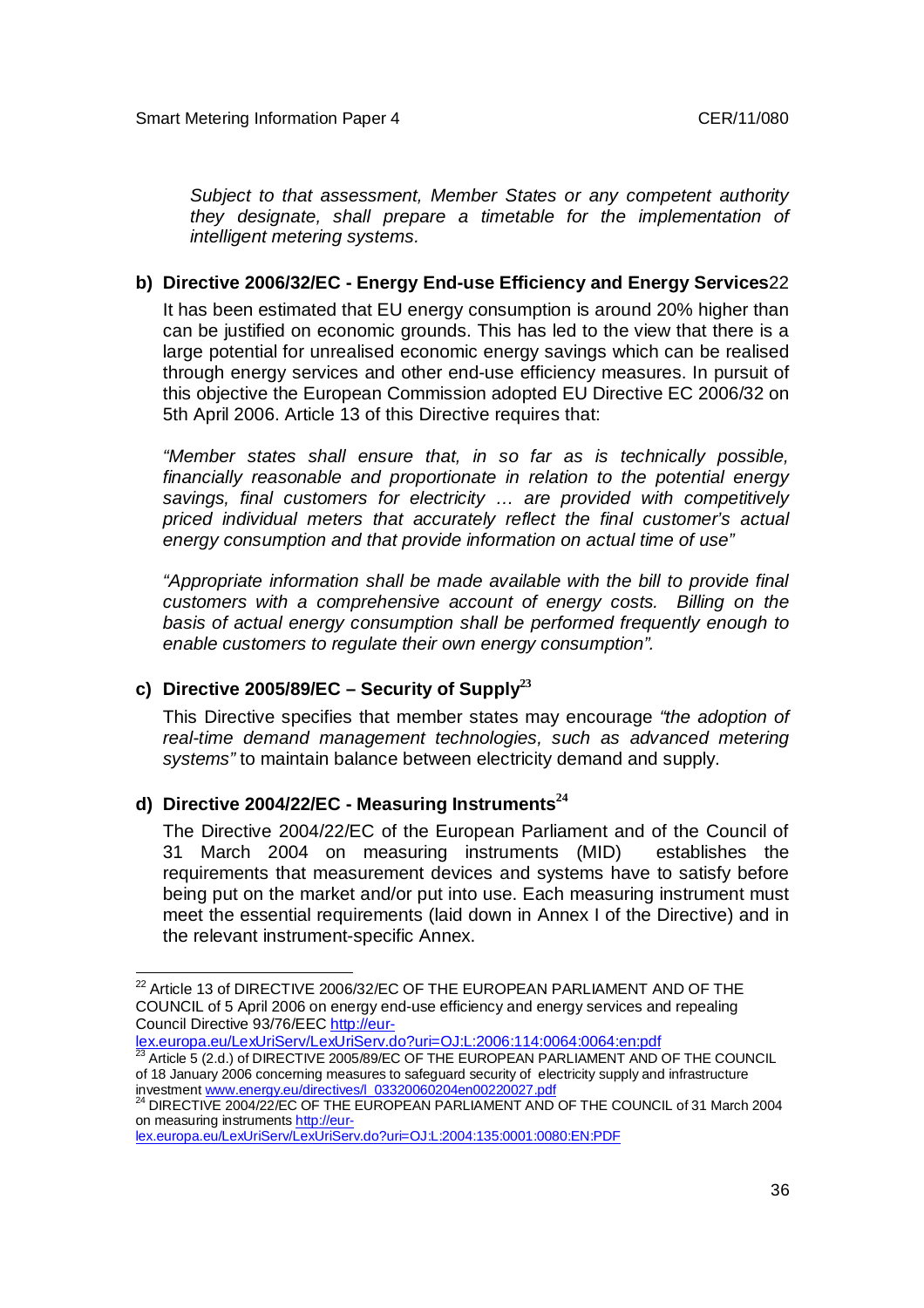*Subject to that assessment, Member States or any competent authority they designate, shall prepare a timetable for the implementation of intelligent metering systems.*

**b) Directive 2006/32/EC - Energy End-use Efficiency and Energy Services**[22]

It has been estimated that EU energy consumption is around 20% higher than can be justified on economic grounds. This has led to the view that there is a large potential for unrealised economic energy savings which can be realised through energy services and other end-use efficiency measures. In pursuit of this objective the European Commission adopted EU Directive EC 2006/32 on 5th April 2006. Article 13 of this Directive requires that:

*"Member states shall ensure that, in so far as is technically possible, financially reasonable and proportionate in relation to the potential energy savings, final customers for electricity … are provided with competitively priced individual meters that accurately reflect the final customer's actual energy consumption and that provide information on actual time of use"*

*"Appropriate information shall be made available with the bill to provide final customers with a comprehensive account of energy costs. Billing on the basis of actual energy consumption shall be performed frequently enough to enable customers to regulate their own energy consumption".*

**c) Directive 2005/89/EC – Security of Supply**[23]

This Directive specifies that member states may encourage *"the adoption of real-time demand management technologies, such as advanced metering systems"* to maintain balance between electricity demand and supply.

**d) Directive 2004/22/EC - Measuring Instruments**[24]

The Directive 2004/22/EC of the European Parliament and of the Council of 31 March 2004 on measuring instruments (MID) establishes the requirements that measurement devices and systems have to satisfy before being put on the market and/or put into use. Each measuring instrument must meet the essential requirements (laid down in Annex I of the Directive) and in the relevant instrument-specific Annex.

---

[22] Article 13 of DIRECTIVE 2006/32/EC OF THE EUROPEAN PARLIAMENT AND OF THE COUNCIL of 5 April 2006 on energy end-use efficiency and energy services and repealing Council Directive 93/76/EEC http://eur-lex.europa.eu/LexUriServ/LexUriServ.do?uri=OJ:L:2006:114:0064:0064:en:pdf

[23] Article 5 (2.d.) of DIRECTIVE 2005/89/EC OF THE EUROPEAN PARLIAMENT AND OF THE COUNCIL of 18 January 2006 concerning measures to safeguard security of electricity supply and infrastructure investment www.energy.eu/directives/l_03320060204en00220027.pdf

[24] DIRECTIVE 2004/22/EC OF THE EUROPEAN PARLIAMENT AND OF THE COUNCIL of 31 March 2004 on measuring instruments http://eur-lex.europa.eu/LexUriServ/LexUriServ.do?uri=OJ:L:2004:135:0001:0080:EN:PDF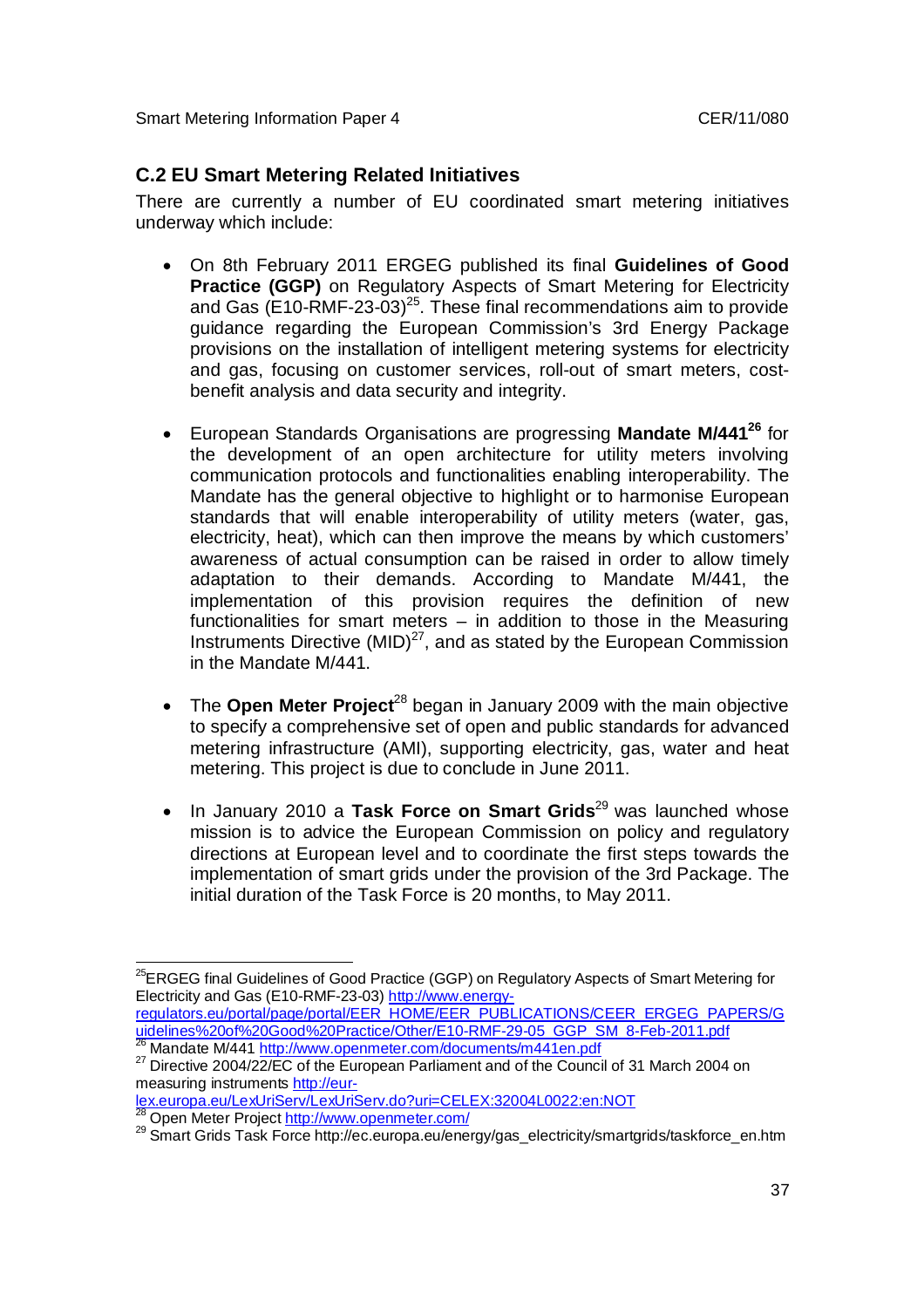## C.2 EU Smart Metering Related Initiatives

There are currently a number of EU coordinated smart metering initiatives underway which include:

- On 8th February 2011 ERGEG published its final **Guidelines of Good Practice (GGP)** on Regulatory Aspects of Smart Metering for Electricity and Gas (E10-RMF-23-03)[25]. These final recommendations aim to provide guidance regarding the European Commission's 3rd Energy Package provisions on the installation of intelligent metering systems for electricity and gas, focusing on customer services, roll-out of smart meters, cost-benefit analysis and data security and integrity.

- European Standards Organisations are progressing **Mandate M/441**[26] for the development of an open architecture for utility meters involving communication protocols and functionalities enabling interoperability. The Mandate has the general objective to highlight or to harmonise European standards that will enable interoperability of utility meters (water, gas, electricity, heat), which can then improve the means by which customers' awareness of actual consumption can be raised in order to allow timely adaptation to their demands. According to Mandate M/441, the implementation of this provision requires the definition of new functionalities for smart meters – in addition to those in the Measuring Instruments Directive (MID)[27], and as stated by the European Commission in the Mandate M/441.

- The **Open Meter Project**[28] began in January 2009 with the main objective to specify a comprehensive set of open and public standards for advanced metering infrastructure (AMI), supporting electricity, gas, water and heat metering. This project is due to conclude in June 2011.

- In January 2010 a **Task Force on Smart Grids**[29] was launched whose mission is to advice the European Commission on policy and regulatory directions at European level and to coordinate the first steps towards the implementation of smart grids under the provision of the 3rd Package. The initial duration of the Task Force is 20 months, to May 2011.

---

[25] ERGEG final Guidelines of Good Practice (GGP) on Regulatory Aspects of Smart Metering for Electricity and Gas (E10-RMF-23-03) http://www.energy-regulators.eu/portal/page/portal/EER_HOME/EER_PUBLICATIONS/CEER_ERGEG_PAPERS/Guidelines%20of%20Good%20Practice/Other/E10-RMF-29-05_GGP_SM_8-Feb-2011.pdf

[26] Mandate M/441 http://www.openmeter.com/documents/m441en.pdf

[27] Directive 2004/22/EC of the European Parliament and of the Council of 31 March 2004 on measuring instruments http://eur-lex.europa.eu/LexUriServ/LexUriServ.do?uri=CELEX:32004L0022:en:NOT

[28] Open Meter Project http://www.openmeter.com/

[29] Smart Grids Task Force http://ec.europa.eu/energy/gas_electricity/smartgrids/taskforce_en.htm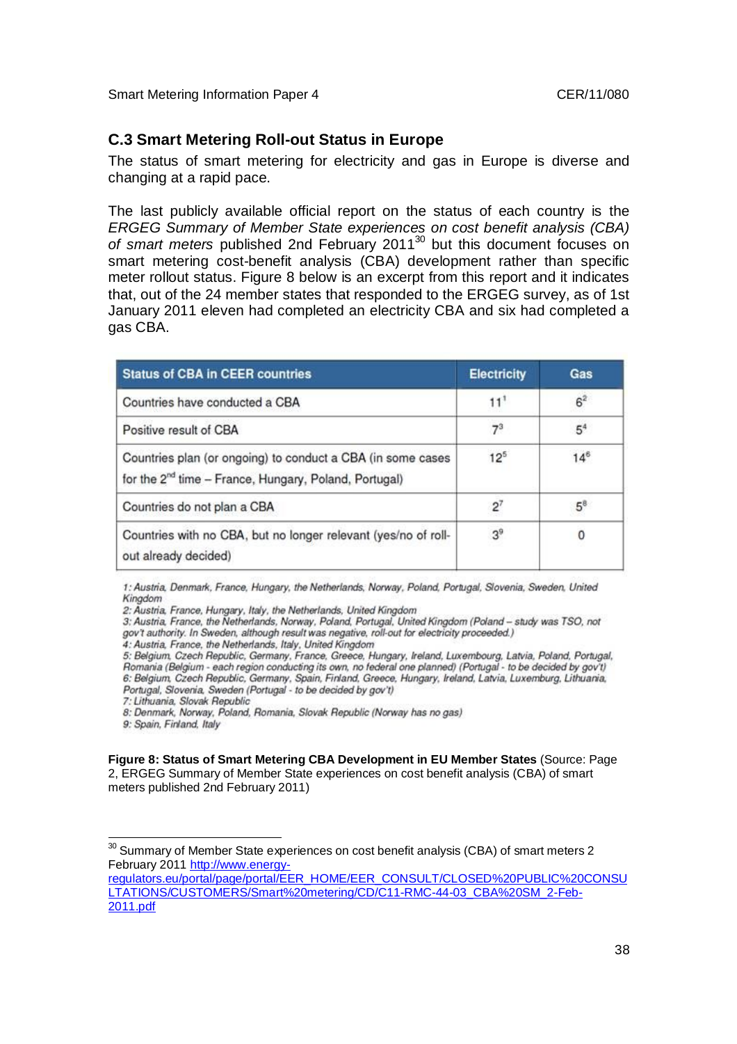## C.3 Smart Metering Roll-out Status in Europe

The status of smart metering for electricity and gas in Europe is diverse and changing at a rapid pace.

The last publicly available official report on the status of each country is the *ERGEG Summary of Member State experiences on cost benefit analysis (CBA) of smart meters* published 2nd February 2011[30] but this document focuses on smart metering cost-benefit analysis (CBA) development rather than specific meter rollout status. Figure 8 below is an excerpt from this report and it indicates that, out of the 24 member states that responded to the ERGEG survey, as of 1st January 2011 eleven had completed an electricity CBA and six had completed a gas CBA.

| Status of CBA in CEER countries | Electricity | Gas |
|---|---|---|
| Countries have conducted a CBA | 11[1] | 6[2] |
| Positive result of CBA | 7[3] | 5[4] |
| Countries plan (or ongoing) to conduct a CBA (in some cases for the 2nd time – France, Hungary, Poland, Portugal) | 12[5] | 14[6] |
| Countries do not plan a CBA | 2[7] | 5[8] |
| Countries with no CBA, but no longer relevant (yes/no of roll-out already decided) | 3[9] | 0 |

*1: Austria, Denmark, France, Hungary, the Netherlands, Norway, Poland, Portugal, Slovenia, Sweden, United Kingdom*
*2: Austria, France, Hungary, Italy, the Netherlands, United Kingdom*
*3: Austria, France, the Netherlands, Norway, Poland, Portugal, United Kingdom (Poland – study was TSO, not gov't authority. In Sweden, although result was negative, roll-out for electricity proceeded.)*
*4: Austria, France, the Netherlands, Italy, United Kingdom*
*5: Belgium, Czech Republic, Germany, France, Greece, Hungary, Ireland, Luxembourg, Latvia, Poland, Portugal, Romania (Belgium - each region conducting its own, no federal one planned) (Portugal - to be decided by gov't)*
*6: Belgium, Czech Republic, Germany, Spain, Finland, Greece, Hungary, Ireland, Latvia, Luxemburg, Lithuania, Portugal, Slovenia, Sweden (Portugal - to be decided by gov't)*
*7: Lithuania, Slovak Republic*
*8: Denmark, Norway, Poland, Romania, Slovak Republic (Norway has no gas)*
*9: Spain, Finland, Italy*

**Figure 8: Status of Smart Metering CBA Development in EU Member States** (Source: Page 2, ERGEG Summary of Member State experiences on cost benefit analysis (CBA) of smart meters published 2nd February 2011)

[30] Summary of Member State experiences on cost benefit analysis (CBA) of smart meters 2 February 2011 http://www.energy-regulators.eu/portal/page/portal/EER_HOME/EER_CONSULT/CLOSED%20PUBLIC%20CONSULTATIONS/CUSTOMERS/Smart%20metering/CD/C11-RMC-44-03_CBA%20SM_2-Feb-2011.pdf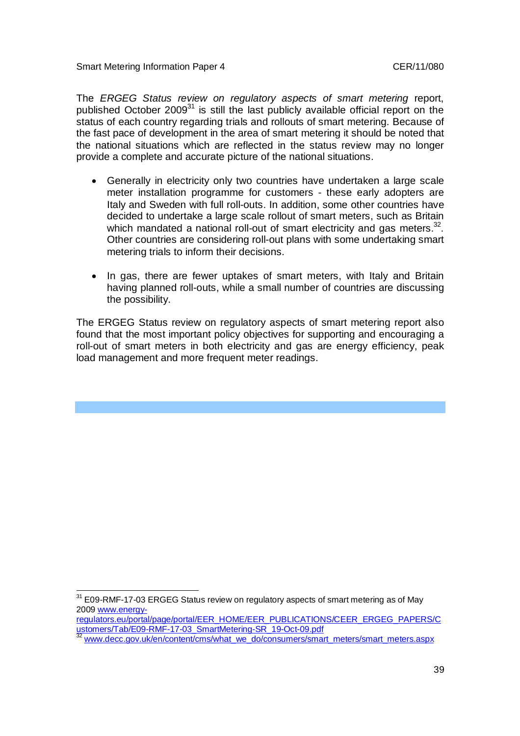The *ERGEG Status review on regulatory aspects of smart metering* report, published October 2009[31] is still the last publicly available official report on the status of each country regarding trials and rollouts of smart metering. Because of the fast pace of development in the area of smart metering it should be noted that the national situations which are reflected in the status review may no longer provide a complete and accurate picture of the national situations.

- Generally in electricity only two countries have undertaken a large scale meter installation programme for customers - these early adopters are Italy and Sweden with full roll-outs. In addition, some other countries have decided to undertake a large scale rollout of smart meters, such as Britain which mandated a national roll-out of smart electricity and gas meters.[32]. Other countries are considering roll-out plans with some undertaking smart metering trials to inform their decisions.

- In gas, there are fewer uptakes of smart meters, with Italy and Britain having planned roll-outs, while a small number of countries are discussing the possibility.

The ERGEG Status review on regulatory aspects of smart metering report also found that the most important policy objectives for supporting and encouraging a roll-out of smart meters in both electricity and gas are energy efficiency, peak load management and more frequent meter readings.

---

[31] E09-RMF-17-03 ERGEG Status review on regulatory aspects of smart metering as of May 2009 www.energy-regulators.eu/portal/page/portal/EER_HOME/EER_PUBLICATIONS/CEER_ERGEG_PAPERS/Customers/Tab/E09-RMF-17-03_SmartMetering-SR_19-Oct-09.pdf

[32] www.decc.gov.uk/en/content/cms/what_we_do/consumers/smart_meters/smart_meters.aspx